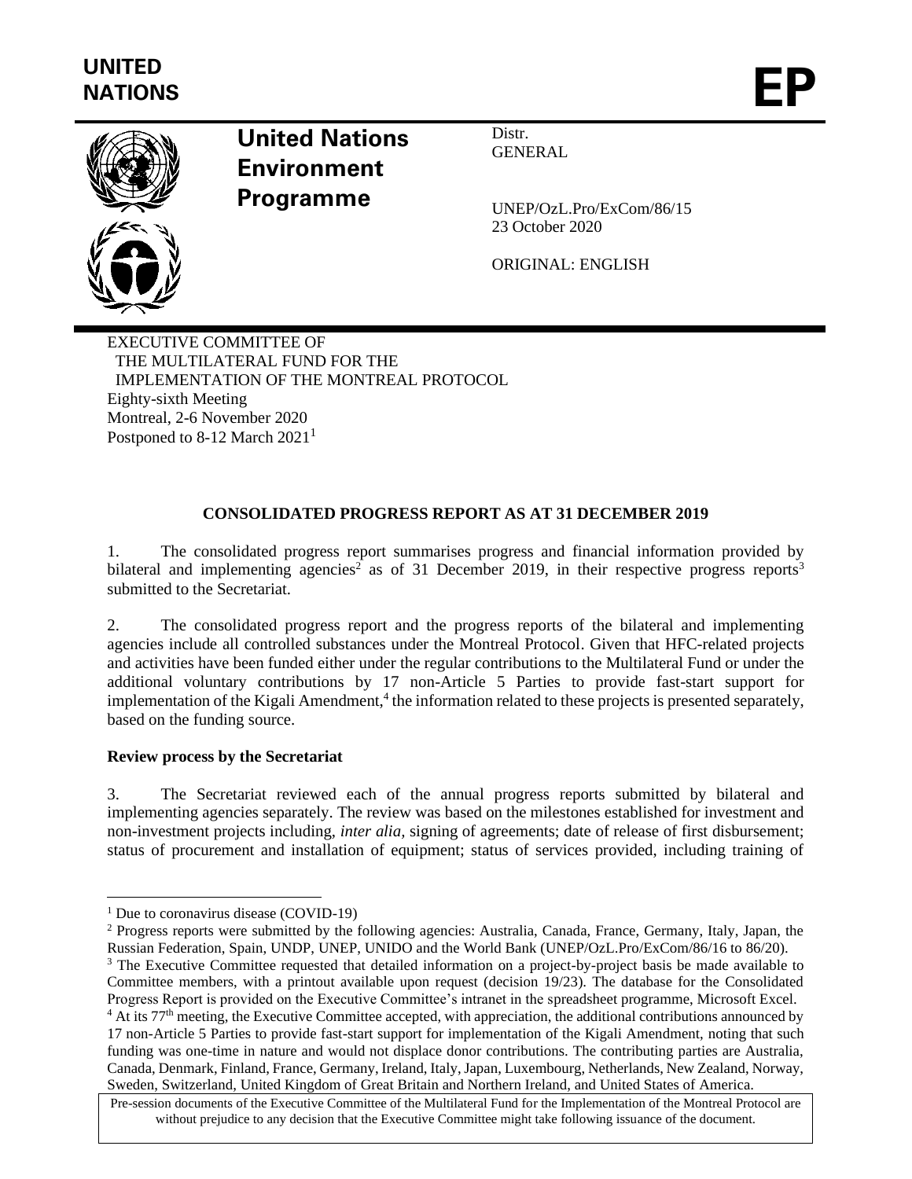UNITED NATIONS

EP

**United Nations Environment Programme**

Distr.
GENERAL

UNEP/OzL.Pro/ExCom/86/15
23 October 2020

ORIGINAL: ENGLISH

EXECUTIVE COMMITTEE OF
THE MULTILATERAL FUND FOR THE
IMPLEMENTATION OF THE MONTREAL PROTOCOL
Eighty-sixth Meeting
Montreal, 2-6 November 2020
Postponed to 8-12 March 2021[1]

**CONSOLIDATED PROGRESS REPORT AS AT 31 DECEMBER 2019**

1. The consolidated progress report summarises progress and financial information provided by bilateral and implementing agencies[2] as of 31 December 2019, in their respective progress reports[3] submitted to the Secretariat.

2. The consolidated progress report and the progress reports of the bilateral and implementing agencies include all controlled substances under the Montreal Protocol. Given that HFC-related projects and activities have been funded either under the regular contributions to the Multilateral Fund or under the additional voluntary contributions by 17 non-Article 5 Parties to provide fast-start support for implementation of the Kigali Amendment,[4] the information related to these projects is presented separately, based on the funding source.

**Review process by the Secretariat**

3. The Secretariat reviewed each of the annual progress reports submitted by bilateral and implementing agencies separately. The review was based on the milestones established for investment and non-investment projects including, *inter alia,* signing of agreements; date of release of first disbursement; status of procurement and installation of equipment; status of services provided, including training of

---

[1] Due to coronavirus disease (COVID-19)

[2] Progress reports were submitted by the following agencies: Australia, Canada, France, Germany, Italy, Japan, the Russian Federation, Spain, UNDP, UNEP, UNIDO and the World Bank (UNEP/OzL.Pro/ExCom/86/16 to 86/20).

[3] The Executive Committee requested that detailed information on a project-by-project basis be made available to Committee members, with a printout available upon request (decision 19/23). The database for the Consolidated Progress Report is provided on the Executive Committee's intranet in the spreadsheet programme, Microsoft Excel.

[4] At its 77th meeting, the Executive Committee accepted, with appreciation, the additional contributions announced by 17 non-Article 5 Parties to provide fast-start support for implementation of the Kigali Amendment, noting that such funding was one-time in nature and would not displace donor contributions. The contributing parties are Australia, Canada, Denmark, Finland, France, Germany, Ireland, Italy, Japan, Luxembourg, Netherlands, New Zealand, Norway, Sweden, Switzerland, United Kingdom of Great Britain and Northern Ireland, and United States of America.

Pre-session documents of the Executive Committee of the Multilateral Fund for the Implementation of the Montreal Protocol are without prejudice to any decision that the Executive Committee might take following issuance of the document.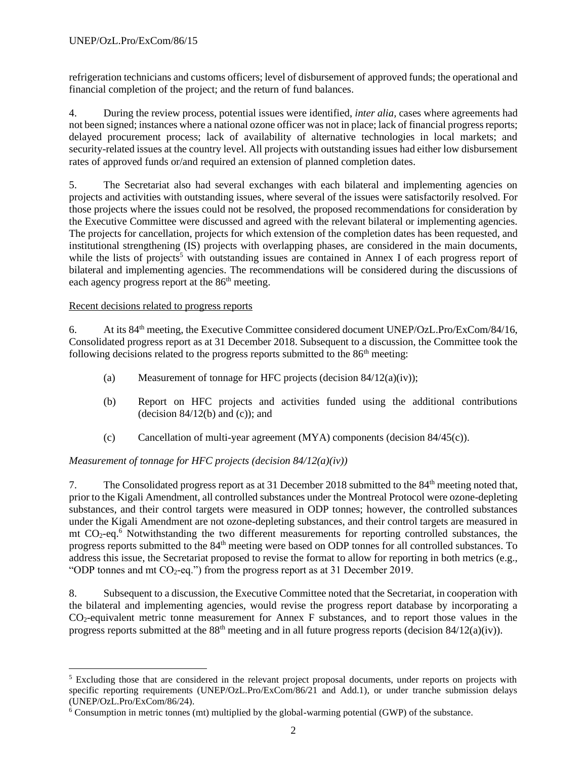refrigeration technicians and customs officers; level of disbursement of approved funds; the operational and financial completion of the project; and the return of fund balances.

4. During the review process, potential issues were identified, *inter alia*, cases where agreements had not been signed; instances where a national ozone officer was not in place; lack of financial progress reports; delayed procurement process; lack of availability of alternative technologies in local markets; and security-related issues at the country level. All projects with outstanding issues had either low disbursement rates of approved funds or/and required an extension of planned completion dates.

5. The Secretariat also had several exchanges with each bilateral and implementing agencies on projects and activities with outstanding issues, where several of the issues were satisfactorily resolved. For those projects where the issues could not be resolved, the proposed recommendations for consideration by the Executive Committee were discussed and agreed with the relevant bilateral or implementing agencies. The projects for cancellation, projects for which extension of the completion dates has been requested, and institutional strengthening (IS) projects with overlapping phases, are considered in the main documents, while the lists of projects[5] with outstanding issues are contained in Annex I of each progress report of bilateral and implementing agencies. The recommendations will be considered during the discussions of each agency progress report at the 86th meeting.

Recent decisions related to progress reports

6. At its 84th meeting, the Executive Committee considered document UNEP/OzL.Pro/ExCom/84/16, Consolidated progress report as at 31 December 2018. Subsequent to a discussion, the Committee took the following decisions related to the progress reports submitted to the 86th meeting:

(a) Measurement of tonnage for HFC projects (decision 84/12(a)(iv));

(b) Report on HFC projects and activities funded using the additional contributions (decision 84/12(b) and (c)); and

(c) Cancellation of multi-year agreement (MYA) components (decision 84/45(c)).

*Measurement of tonnage for HFC projects (decision 84/12(a)(iv))*

7. The Consolidated progress report as at 31 December 2018 submitted to the 84th meeting noted that, prior to the Kigali Amendment, all controlled substances under the Montreal Protocol were ozone-depleting substances, and their control targets were measured in ODP tonnes; however, the controlled substances under the Kigali Amendment are not ozone-depleting substances, and their control targets are measured in mt $CO_2$-eq.[6] Notwithstanding the two different measurements for reporting controlled substances, the progress reports submitted to the 84th meeting were based on ODP tonnes for all controlled substances. To address this issue, the Secretariat proposed to revise the format to allow for reporting in both metrics (e.g., "ODP tonnes and mt $CO_2$-eq.") from the progress report as at 31 December 2019.

8. Subsequent to a discussion, the Executive Committee noted that the Secretariat, in cooperation with the bilateral and implementing agencies, would revise the progress report database by incorporating a $CO_2$-equivalent metric tonne measurement for Annex F substances, and to report those values in the progress reports submitted at the 88th meeting and in all future progress reports (decision 84/12(a)(iv)).

---

[5] Excluding those that are considered in the relevant project proposal documents, under reports on projects with specific reporting requirements (UNEP/OzL.Pro/ExCom/86/21 and Add.1), or under tranche submission delays (UNEP/OzL.Pro/ExCom/86/24).

[6] Consumption in metric tonnes (mt) multiplied by the global-warming potential (GWP) of the substance.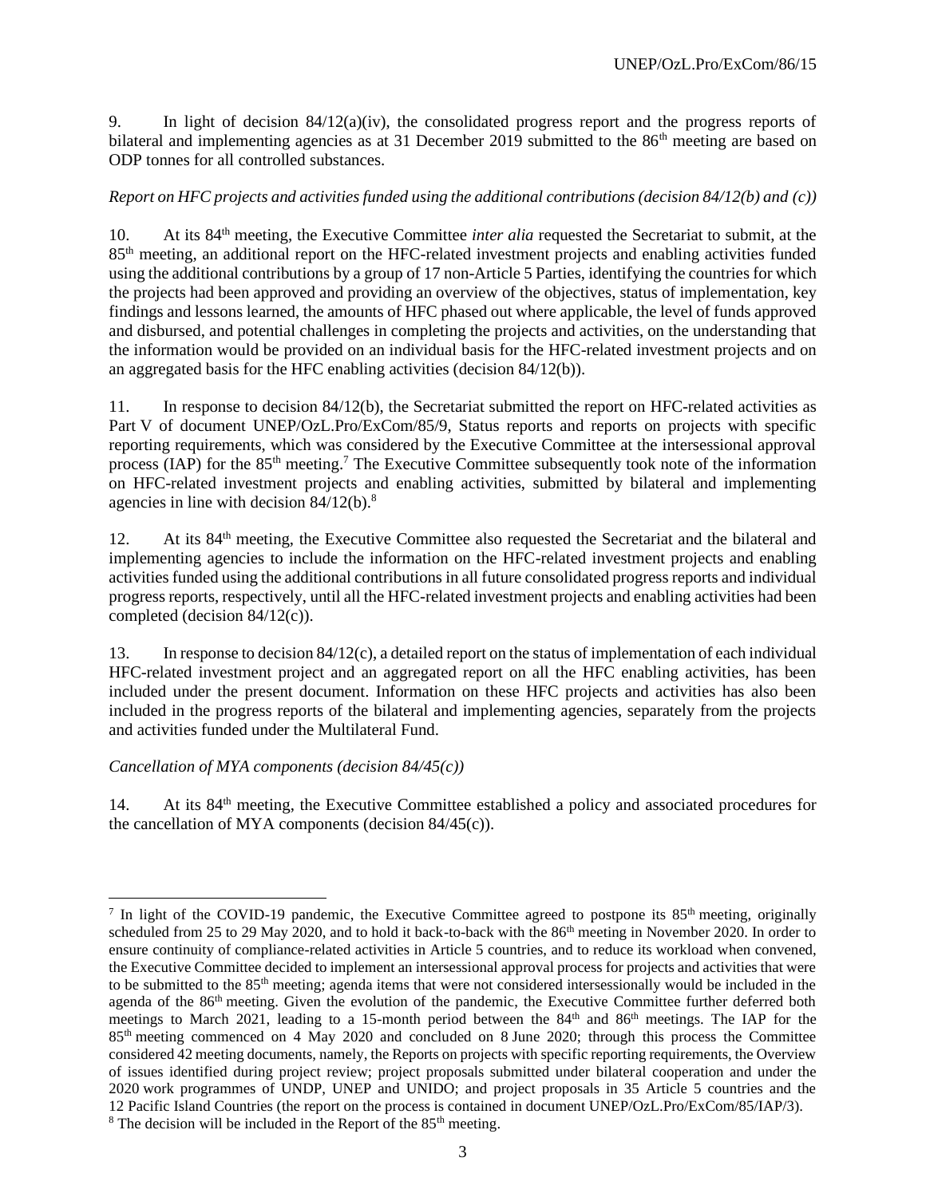9. In light of decision 84/12(a)(iv), the consolidated progress report and the progress reports of bilateral and implementing agencies as at 31 December 2019 submitted to the 86th meeting are based on ODP tonnes for all controlled substances.

*Report on HFC projects and activities funded using the additional contributions (decision 84/12(b) and (c))*

10. At its 84th meeting, the Executive Committee *inter alia* requested the Secretariat to submit, at the 85th meeting, an additional report on the HFC-related investment projects and enabling activities funded using the additional contributions by a group of 17 non-Article 5 Parties, identifying the countries for which the projects had been approved and providing an overview of the objectives, status of implementation, key findings and lessons learned, the amounts of HFC phased out where applicable, the level of funds approved and disbursed, and potential challenges in completing the projects and activities, on the understanding that the information would be provided on an individual basis for the HFC-related investment projects and on an aggregated basis for the HFC enabling activities (decision 84/12(b)).

11. In response to decision 84/12(b), the Secretariat submitted the report on HFC-related activities as Part V of document UNEP/OzL.Pro/ExCom/85/9, Status reports and reports on projects with specific reporting requirements, which was considered by the Executive Committee at the intersessional approval process (IAP) for the 85th meeting.[7] The Executive Committee subsequently took note of the information on HFC-related investment projects and enabling activities, submitted by bilateral and implementing agencies in line with decision 84/12(b).[8]

12. At its 84th meeting, the Executive Committee also requested the Secretariat and the bilateral and implementing agencies to include the information on the HFC-related investment projects and enabling activities funded using the additional contributions in all future consolidated progress reports and individual progress reports, respectively, until all the HFC-related investment projects and enabling activities had been completed (decision 84/12(c)).

13. In response to decision 84/12(c), a detailed report on the status of implementation of each individual HFC-related investment project and an aggregated report on all the HFC enabling activities, has been included under the present document. Information on these HFC projects and activities has also been included in the progress reports of the bilateral and implementing agencies, separately from the projects and activities funded under the Multilateral Fund.

*Cancellation of MYA components (decision 84/45(c))*

14. At its 84th meeting, the Executive Committee established a policy and associated procedures for the cancellation of MYA components (decision 84/45(c)).

---

[7] In light of the COVID-19 pandemic, the Executive Committee agreed to postpone its 85th meeting, originally scheduled from 25 to 29 May 2020, and to hold it back-to-back with the 86th meeting in November 2020. In order to ensure continuity of compliance-related activities in Article 5 countries, and to reduce its workload when convened, the Executive Committee decided to implement an intersessional approval process for projects and activities that were to be submitted to the 85th meeting; agenda items that were not considered intersessionally would be included in the agenda of the 86th meeting. Given the evolution of the pandemic, the Executive Committee further deferred both meetings to March 2021, leading to a 15-month period between the 84th and 86th meetings. The IAP for the 85th meeting commenced on 4 May 2020 and concluded on 8 June 2020; through this process the Committee considered 42 meeting documents, namely, the Reports on projects with specific reporting requirements, the Overview of issues identified during project review; project proposals submitted under bilateral cooperation and under the 2020 work programmes of UNDP, UNEP and UNIDO; and project proposals in 35 Article 5 countries and the 12 Pacific Island Countries (the report on the process is contained in document UNEP/OzL.Pro/ExCom/85/IAP/3).

[8] The decision will be included in the Report of the 85th meeting.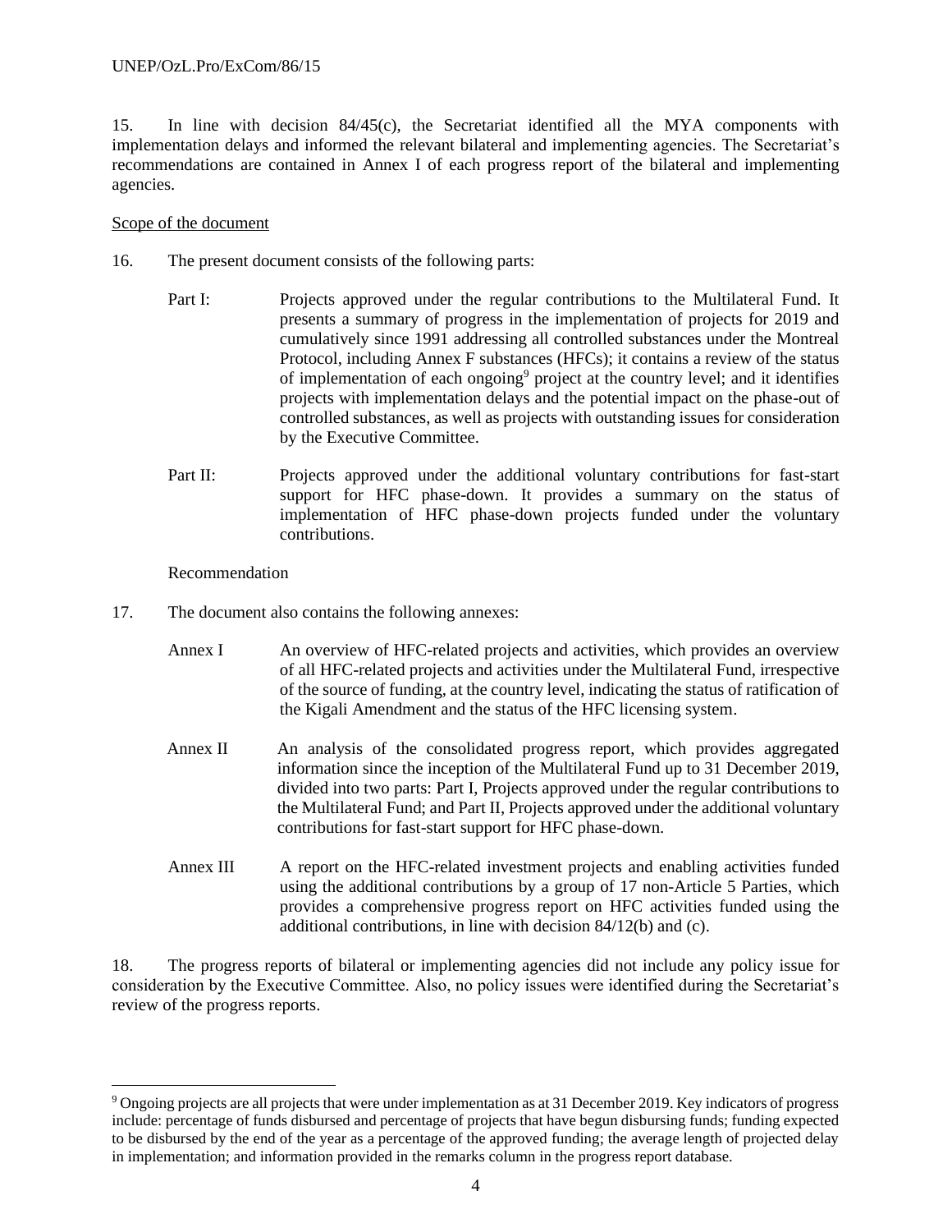15. In line with decision 84/45(c), the Secretariat identified all the MYA components with implementation delays and informed the relevant bilateral and implementing agencies. The Secretariat's recommendations are contained in Annex I of each progress report of the bilateral and implementing agencies.

Scope of the document

16. The present document consists of the following parts:

Part I: Projects approved under the regular contributions to the Multilateral Fund. It presents a summary of progress in the implementation of projects for 2019 and cumulatively since 1991 addressing all controlled substances under the Montreal Protocol, including Annex F substances (HFCs); it contains a review of the status of implementation of each ongoing[9] project at the country level; and it identifies projects with implementation delays and the potential impact on the phase-out of controlled substances, as well as projects with outstanding issues for consideration by the Executive Committee.

Part II: Projects approved under the additional voluntary contributions for fast-start support for HFC phase-down. It provides a summary on the status of implementation of HFC phase-down projects funded under the voluntary contributions.

Recommendation

17. The document also contains the following annexes:

Annex I An overview of HFC-related projects and activities, which provides an overview of all HFC-related projects and activities under the Multilateral Fund, irrespective of the source of funding, at the country level, indicating the status of ratification of the Kigali Amendment and the status of the HFC licensing system.

Annex II An analysis of the consolidated progress report, which provides aggregated information since the inception of the Multilateral Fund up to 31 December 2019, divided into two parts: Part I, Projects approved under the regular contributions to the Multilateral Fund; and Part II, Projects approved under the additional voluntary contributions for fast-start support for HFC phase-down.

Annex III A report on the HFC-related investment projects and enabling activities funded using the additional contributions by a group of 17 non-Article 5 Parties, which provides a comprehensive progress report on HFC activities funded using the additional contributions, in line with decision 84/12(b) and (c).

18. The progress reports of bilateral or implementing agencies did not include any policy issue for consideration by the Executive Committee. Also, no policy issues were identified during the Secretariat's review of the progress reports.

[9] Ongoing projects are all projects that were under implementation as at 31 December 2019. Key indicators of progress include: percentage of funds disbursed and percentage of projects that have begun disbursing funds; funding expected to be disbursed by the end of the year as a percentage of the approved funding; the average length of projected delay in implementation; and information provided in the remarks column in the progress report database.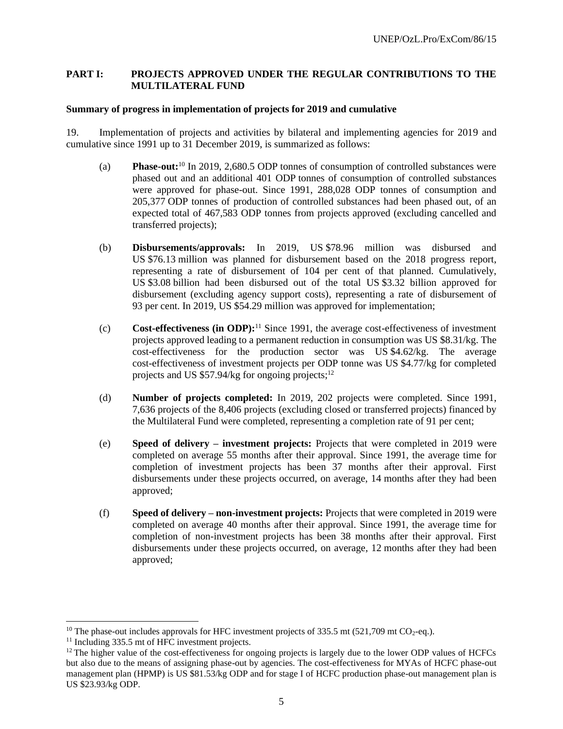## PART I: PROJECTS APPROVED UNDER THE REGULAR CONTRIBUTIONS TO THE MULTILATERAL FUND

**Summary of progress in implementation of projects for 2019 and cumulative**

19. Implementation of projects and activities by bilateral and implementing agencies for 2019 and cumulative since 1991 up to 31 December 2019, is summarized as follows:

(a) **Phase-out:**[10] In 2019, 2,680.5 ODP tonnes of consumption of controlled substances were phased out and an additional 401 ODP tonnes of consumption of controlled substances were approved for phase-out. Since 1991, 288,028 ODP tonnes of consumption and 205,377 ODP tonnes of production of controlled substances had been phased out, of an expected total of 467,583 ODP tonnes from projects approved (excluding cancelled and transferred projects);

(b) **Disbursements/approvals:** In 2019, US $78.96 million was disbursed and US $76.13 million was planned for disbursement based on the 2018 progress report, representing a rate of disbursement of 104 per cent of that planned. Cumulatively, US $3.08 billion had been disbursed out of the total US $3.32 billion approved for disbursement (excluding agency support costs), representing a rate of disbursement of 93 per cent. In 2019, US $54.29 million was approved for implementation;

(c) **Cost-effectiveness (in ODP):**[11] Since 1991, the average cost-effectiveness of investment projects approved leading to a permanent reduction in consumption was US $8.31/kg. The cost-effectiveness for the production sector was US $4.62/kg. The average cost-effectiveness of investment projects per ODP tonne was US $4.77/kg for completed projects and US $57.94/kg for ongoing projects;[12]

(d) **Number of projects completed:** In 2019, 202 projects were completed. Since 1991, 7,636 projects of the 8,406 projects (excluding closed or transferred projects) financed by the Multilateral Fund were completed, representing a completion rate of 91 per cent;

(e) **Speed of delivery – investment projects:** Projects that were completed in 2019 were completed on average 55 months after their approval. Since 1991, the average time for completion of investment projects has been 37 months after their approval. First disbursements under these projects occurred, on average, 14 months after they had been approved;

(f) **Speed of delivery – non-investment projects:** Projects that were completed in 2019 were completed on average 40 months after their approval. Since 1991, the average time for completion of non-investment projects has been 38 months after their approval. First disbursements under these projects occurred, on average, 12 months after they had been approved;

---

[10] The phase-out includes approvals for HFC investment projects of 335.5 mt (521,709 mt $CO_2$-eq.).

[11] Including 335.5 mt of HFC investment projects.

[12] The higher value of the cost-effectiveness for ongoing projects is largely due to the lower ODP values of HCFCs but also due to the means of assigning phase-out by agencies. The cost-effectiveness for MYAs of HCFC phase-out management plan (HPMP) is US $81.53/kg ODP and for stage I of HCFC production phase-out management plan is US $23.93/kg ODP.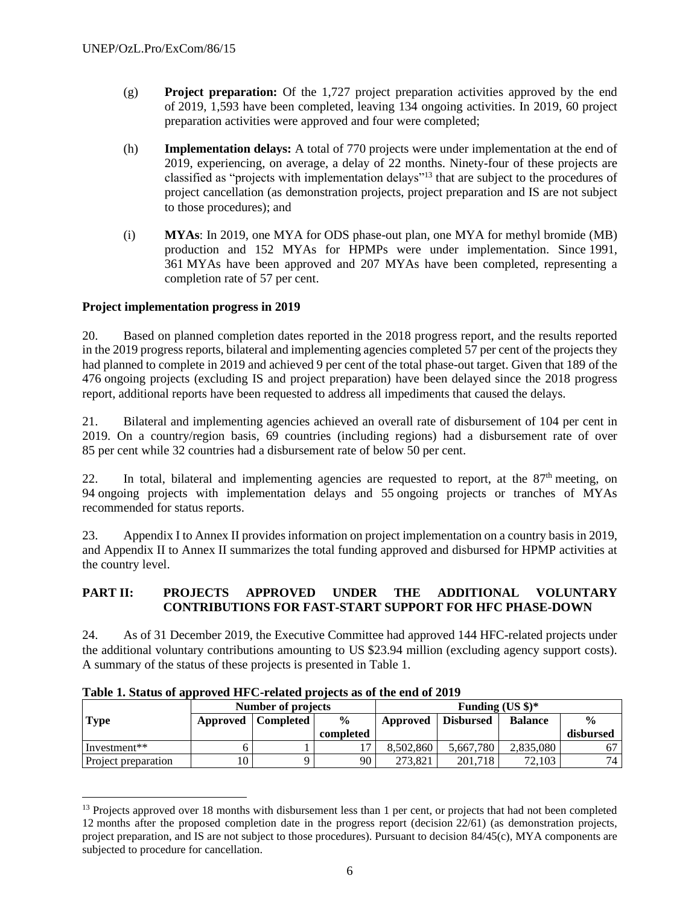(g) **Project preparation:** Of the 1,727 project preparation activities approved by the end of 2019, 1,593 have been completed, leaving 134 ongoing activities. In 2019, 60 project preparation activities were approved and four were completed;

(h) **Implementation delays:** A total of 770 projects were under implementation at the end of 2019, experiencing, on average, a delay of 22 months. Ninety-four of these projects are classified as "projects with implementation delays"[13] that are subject to the procedures of project cancellation (as demonstration projects, project preparation and IS are not subject to those procedures); and

(i) **MYAs**: In 2019, one MYA for ODS phase-out plan, one MYA for methyl bromide (MB) production and 152 MYAs for HPMPs were under implementation. Since 1991, 361 MYAs have been approved and 207 MYAs have been completed, representing a completion rate of 57 per cent.

**Project implementation progress in 2019**

20. Based on planned completion dates reported in the 2018 progress report, and the results reported in the 2019 progress reports, bilateral and implementing agencies completed 57 per cent of the projects they had planned to complete in 2019 and achieved 9 per cent of the total phase-out target. Given that 189 of the 476 ongoing projects (excluding IS and project preparation) have been delayed since the 2018 progress report, additional reports have been requested to address all impediments that caused the delays.

21. Bilateral and implementing agencies achieved an overall rate of disbursement of 104 per cent in 2019. On a country/region basis, 69 countries (including regions) had a disbursement rate of over 85 per cent while 32 countries had a disbursement rate of below 50 per cent.

22. In total, bilateral and implementing agencies are requested to report, at the 87th meeting, on 94 ongoing projects with implementation delays and 55 ongoing projects or tranches of MYAs recommended for status reports.

23. Appendix I to Annex II provides information on project implementation on a country basis in 2019, and Appendix II to Annex II summarizes the total funding approved and disbursed for HPMP activities at the country level.

**PART II: PROJECTS APPROVED UNDER THE ADDITIONAL VOLUNTARY CONTRIBUTIONS FOR FAST-START SUPPORT FOR HFC PHASE-DOWN**

24. As of 31 December 2019, the Executive Committee had approved 144 HFC-related projects under the additional voluntary contributions amounting to US $23.94 million (excluding agency support costs). A summary of the status of these projects is presented in Table 1.

**Table 1. Status of approved HFC-related projects as of the end of 2019**

| Type | Number of projects | | | Funding (US $)* | | | |
|---|---|---|---|---|---|---|---|
| | Approved | Completed | % completed | Approved | Disbursed | Balance | % disbursed |
| Investment** | 6 | 1 | 17 | 8,502,860 | 5,667,780 | 2,835,080 | 67 |
| Project preparation | 10 | 9 | 90 | 273,821 | 201,718 | 72,103 | 74 |

[13] Projects approved over 18 months with disbursement less than 1 per cent, or projects that had not been completed 12 months after the proposed completion date in the progress report (decision 22/61) (as demonstration projects, project preparation, and IS are not subject to those procedures). Pursuant to decision 84/45(c), MYA components are subjected to procedure for cancellation.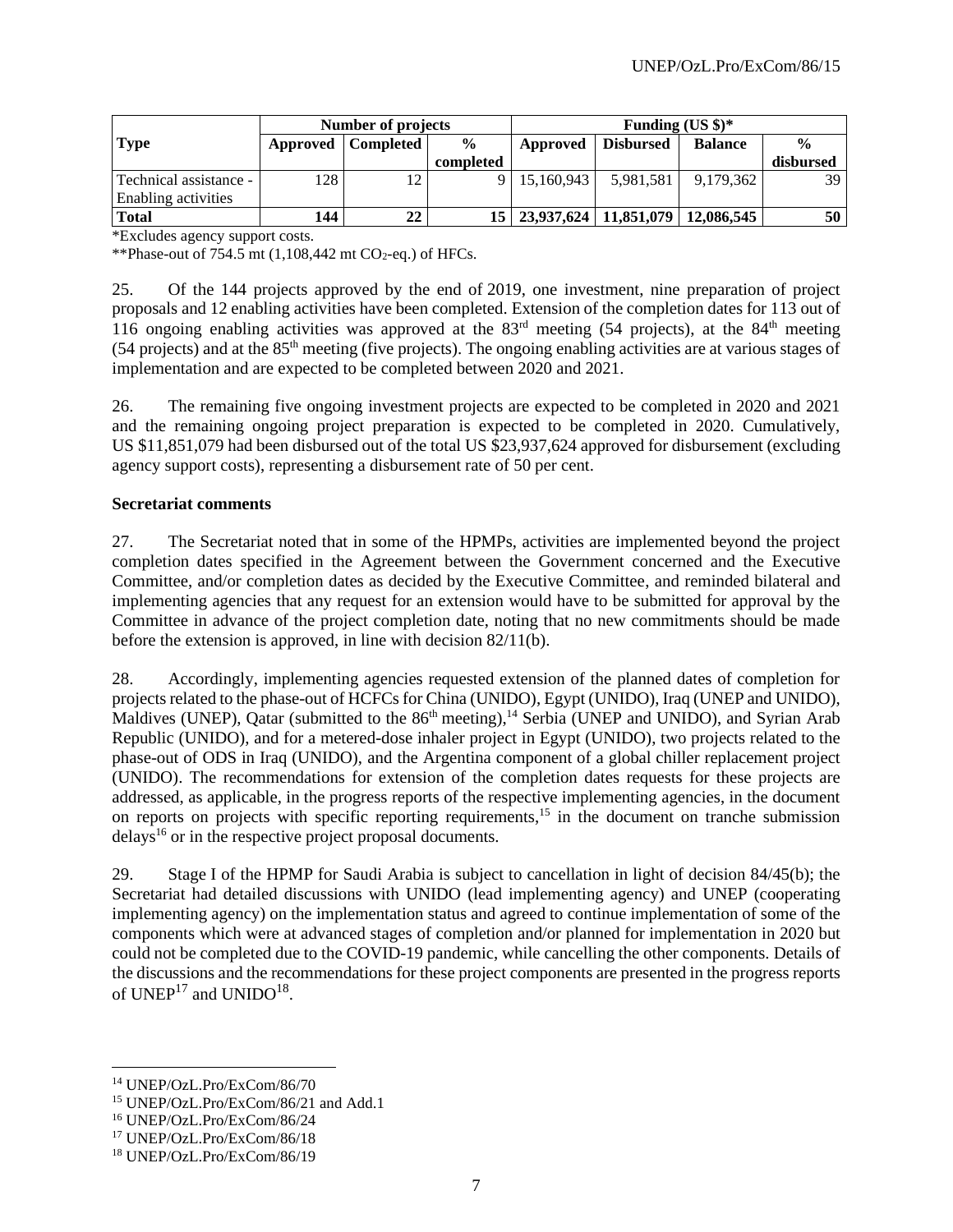| Type | Number of projects | | | Funding (US $)* | | | |
|---|---|---|---|---|---|---|---|
| | Approved | Completed | % completed | Approved | Disbursed | Balance | % disbursed |
| Technical assistance - Enabling activities | 128 | 12 | 9 | 15,160,943 | 5,981,581 | 9,179,362 | 39 |
| **Total** | **144** | **22** | **15** | **23,937,624** | **11,851,079** | **12,086,545** | **50** |

*Excludes agency support costs.

**Phase-out of 754.5 mt (1,108,442 mt $CO_2$-eq.) of HFCs.

25. Of the 144 projects approved by the end of 2019, one investment, nine preparation of project proposals and 12 enabling activities have been completed. Extension of the completion dates for 113 out of 116 ongoing enabling activities was approved at the 83rd meeting (54 projects), at the 84th meeting (54 projects) and at the 85th meeting (five projects). The ongoing enabling activities are at various stages of implementation and are expected to be completed between 2020 and 2021.

26. The remaining five ongoing investment projects are expected to be completed in 2020 and 2021 and the remaining ongoing project preparation is expected to be completed in 2020. Cumulatively, US $11,851,079 had been disbursed out of the total US $23,937,624 approved for disbursement (excluding agency support costs), representing a disbursement rate of 50 per cent.

**Secretariat comments**

27. The Secretariat noted that in some of the HPMPs, activities are implemented beyond the project completion dates specified in the Agreement between the Government concerned and the Executive Committee, and/or completion dates as decided by the Executive Committee, and reminded bilateral and implementing agencies that any request for an extension would have to be submitted for approval by the Committee in advance of the project completion date, noting that no new commitments should be made before the extension is approved, in line with decision 82/11(b).

28. Accordingly, implementing agencies requested extension of the planned dates of completion for projects related to the phase-out of HCFCs for China (UNIDO), Egypt (UNIDO), Iraq (UNEP and UNIDO), Maldives (UNEP), Qatar (submitted to the 86th meeting),[14] Serbia (UNEP and UNIDO), and Syrian Arab Republic (UNIDO), and for a metered-dose inhaler project in Egypt (UNIDO), two projects related to the phase-out of ODS in Iraq (UNIDO), and the Argentina component of a global chiller replacement project (UNIDO). The recommendations for extension of the completion dates requests for these projects are addressed, as applicable, in the progress reports of the respective implementing agencies, in the document on reports on projects with specific reporting requirements,[15] in the document on tranche submission delays[16] or in the respective project proposal documents.

29. Stage I of the HPMP for Saudi Arabia is subject to cancellation in light of decision 84/45(b); the Secretariat had detailed discussions with UNIDO (lead implementing agency) and UNEP (cooperating implementing agency) on the implementation status and agreed to continue implementation of some of the components which were at advanced stages of completion and/or planned for implementation in 2020 but could not be completed due to the COVID-19 pandemic, while cancelling the other components. Details of the discussions and the recommendations for these project components are presented in the progress reports of UNEP[17] and UNIDO[18].

---

[14] UNEP/OzL.Pro/ExCom/86/70

[15] UNEP/OzL.Pro/ExCom/86/21 and Add.1

[16] UNEP/OzL.Pro/ExCom/86/24

[17] UNEP/OzL.Pro/ExCom/86/18

[18] UNEP/OzL.Pro/ExCom/86/19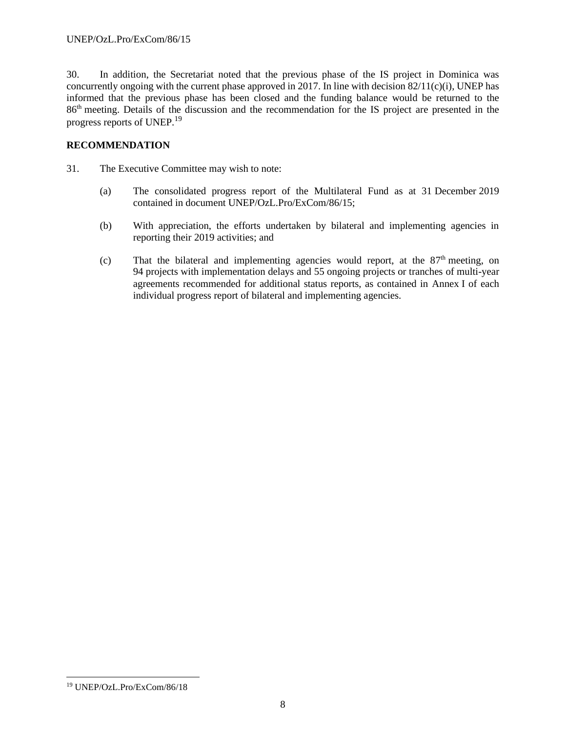30. In addition, the Secretariat noted that the previous phase of the IS project in Dominica was concurrently ongoing with the current phase approved in 2017. In line with decision 82/11(c)(i), UNEP has informed that the previous phase has been closed and the funding balance would be returned to the 86th meeting. Details of the discussion and the recommendation for the IS project are presented in the progress reports of UNEP.[19]

**RECOMMENDATION**

31. The Executive Committee may wish to note:

(a) The consolidated progress report of the Multilateral Fund as at 31 December 2019 contained in document UNEP/OzL.Pro/ExCom/86/15;

(b) With appreciation, the efforts undertaken by bilateral and implementing agencies in reporting their 2019 activities; and

(c) That the bilateral and implementing agencies would report, at the 87th meeting, on 94 projects with implementation delays and 55 ongoing projects or tranches of multi-year agreements recommended for additional status reports, as contained in Annex I of each individual progress report of bilateral and implementing agencies.

---

[19] UNEP/OzL.Pro/ExCom/86/18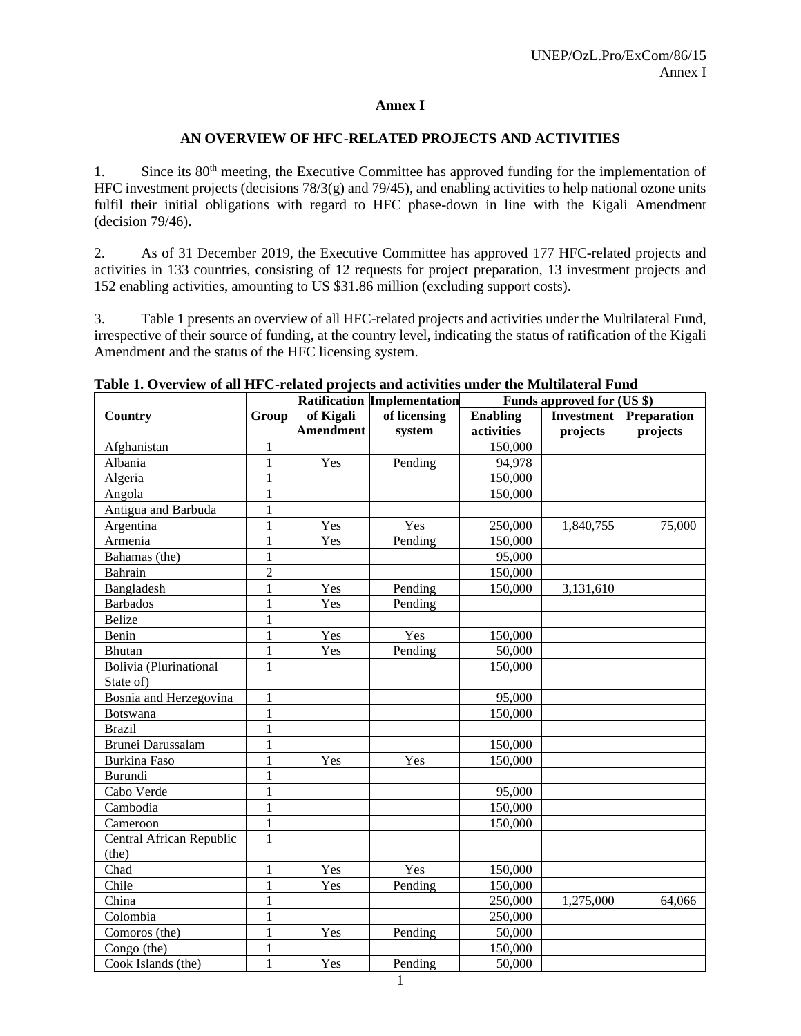# Annex I

## AN OVERVIEW OF HFC-RELATED PROJECTS AND ACTIVITIES

1. Since its 80[th] meeting, the Executive Committee has approved funding for the implementation of HFC investment projects (decisions 78/3(g) and 79/45), and enabling activities to help national ozone units fulfil their initial obligations with regard to HFC phase-down in line with the Kigali Amendment (decision 79/46).

2. As of 31 December 2019, the Executive Committee has approved 177 HFC-related projects and activities in 133 countries, consisting of 12 requests for project preparation, 13 investment projects and 152 enabling activities, amounting to US $31.86 million (excluding support costs).

3. Table 1 presents an overview of all HFC-related projects and activities under the Multilateral Fund, irrespective of their source of funding, at the country level, indicating the status of ratification of the Kigali Amendment and the status of the HFC licensing system.

**Table 1. Overview of all HFC-related projects and activities under the Multilateral Fund**

| Country | Group | Ratification of Kigali Amendment | Implementation of licensing system | Funds approved for (US $) | | |
|---|---|---|---|---|---|---|
| | | | | Enabling activities | Investment projects | Preparation projects |
| Afghanistan | 1 | | | 150,000 | | |
| Albania | 1 | Yes | Pending | 94,978 | | |
| Algeria | 1 | | | 150,000 | | |
| Angola | 1 | | | 150,000 | | |
| Antigua and Barbuda | 1 | | | | | |
| Argentina | 1 | Yes | Yes | 250,000 | 1,840,755 | 75,000 |
| Armenia | 1 | Yes | Pending | 150,000 | | |
| Bahamas (the) | 1 | | | 95,000 | | |
| Bahrain | 2 | | | 150,000 | | |
| Bangladesh | 1 | Yes | Pending | 150,000 | 3,131,610 | |
| Barbados | 1 | Yes | Pending | | | |
| Belize | 1 | | | | | |
| Benin | 1 | Yes | Yes | 150,000 | | |
| Bhutan | 1 | Yes | Pending | 50,000 | | |
| Bolivia (Plurinational State of) | 1 | | | 150,000 | | |
| Bosnia and Herzegovina | 1 | | | 95,000 | | |
| Botswana | 1 | | | 150,000 | | |
| Brazil | 1 | | | | | |
| Brunei Darussalam | 1 | | | 150,000 | | |
| Burkina Faso | 1 | Yes | Yes | 150,000 | | |
| Burundi | 1 | | | | | |
| Cabo Verde | 1 | | | 95,000 | | |
| Cambodia | 1 | | | 150,000 | | |
| Cameroon | 1 | | | 150,000 | | |
| Central African Republic (the) | 1 | | | | | |
| Chad | 1 | Yes | Yes | 150,000 | | |
| Chile | 1 | Yes | Pending | 150,000 | | |
| China | 1 | | | 250,000 | 1,275,000 | 64,066 |
| Colombia | 1 | | | 250,000 | | |
| Comoros (the) | 1 | Yes | Pending | 50,000 | | |
| Congo (the) | 1 | | | 150,000 | | |
| Cook Islands (the) | 1 | Yes | Pending | 50,000 | | |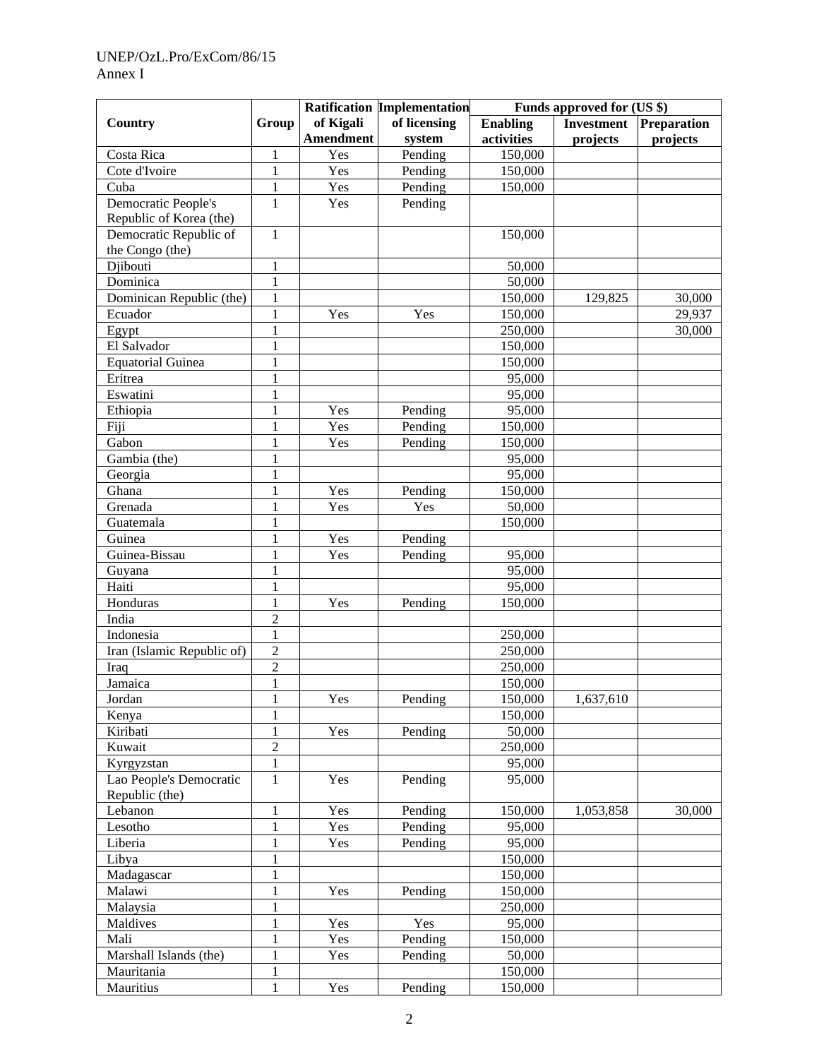| Country | Group | Ratification of Kigali Amendment | Implementation of licensing system | Funds approved for (US $) | | |
|---|---|---|---|---|---|---|
| | | | | Enabling activities | Investment projects | Preparation projects |
| Costa Rica | 1 | Yes | Pending | 150,000 | | |
| Cote d'Ivoire | 1 | Yes | Pending | 150,000 | | |
| Cuba | 1 | Yes | Pending | 150,000 | | |
| Democratic People's Republic of Korea (the) | 1 | Yes | Pending | | | |
| Democratic Republic of the Congo (the) | 1 | | | 150,000 | | |
| Djibouti | 1 | | | 50,000 | | |
| Dominica | 1 | | | 50,000 | | |
| Dominican Republic (the) | 1 | | | 150,000 | 129,825 | 30,000 |
| Ecuador | 1 | Yes | Yes | 150,000 | | 29,937 |
| Egypt | 1 | | | 250,000 | | 30,000 |
| El Salvador | 1 | | | 150,000 | | |
| Equatorial Guinea | 1 | | | 150,000 | | |
| Eritrea | 1 | | | 95,000 | | |
| Eswatini | 1 | | | 95,000 | | |
| Ethiopia | 1 | Yes | Pending | 95,000 | | |
| Fiji | 1 | Yes | Pending | 150,000 | | |
| Gabon | 1 | Yes | Pending | 150,000 | | |
| Gambia (the) | 1 | | | 95,000 | | |
| Georgia | 1 | | | 95,000 | | |
| Ghana | 1 | Yes | Pending | 150,000 | | |
| Grenada | 1 | Yes | Yes | 50,000 | | |
| Guatemala | 1 | | | 150,000 | | |
| Guinea | 1 | Yes | Pending | | | |
| Guinea-Bissau | 1 | Yes | Pending | 95,000 | | |
| Guyana | 1 | | | 95,000 | | |
| Haiti | 1 | | | 95,000 | | |
| Honduras | 1 | Yes | Pending | 150,000 | | |
| India | 2 | | | | | |
| Indonesia | 1 | | | 250,000 | | |
| Iran (Islamic Republic of) | 2 | | | 250,000 | | |
| Iraq | 2 | | | 250,000 | | |
| Jamaica | 1 | | | 150,000 | | |
| Jordan | 1 | Yes | Pending | 150,000 | 1,637,610 | |
| Kenya | 1 | | | 150,000 | | |
| Kiribati | 1 | Yes | Pending | 50,000 | | |
| Kuwait | 2 | | | 250,000 | | |
| Kyrgyzstan | 1 | | | 95,000 | | |
| Lao People's Democratic Republic (the) | 1 | Yes | Pending | 95,000 | | |
| Lebanon | 1 | Yes | Pending | 150,000 | 1,053,858 | 30,000 |
| Lesotho | 1 | Yes | Pending | 95,000 | | |
| Liberia | 1 | Yes | Pending | 95,000 | | |
| Libya | 1 | | | 150,000 | | |
| Madagascar | 1 | | | 150,000 | | |
| Malawi | 1 | Yes | Pending | 150,000 | | |
| Malaysia | 1 | | | 250,000 | | |
| Maldives | 1 | Yes | Yes | 95,000 | | |
| Mali | 1 | Yes | Pending | 150,000 | | |
| Marshall Islands (the) | 1 | Yes | Pending | 50,000 | | |
| Mauritania | 1 | | | 150,000 | | |
| Mauritius | 1 | Yes | Pending | 150,000 | | |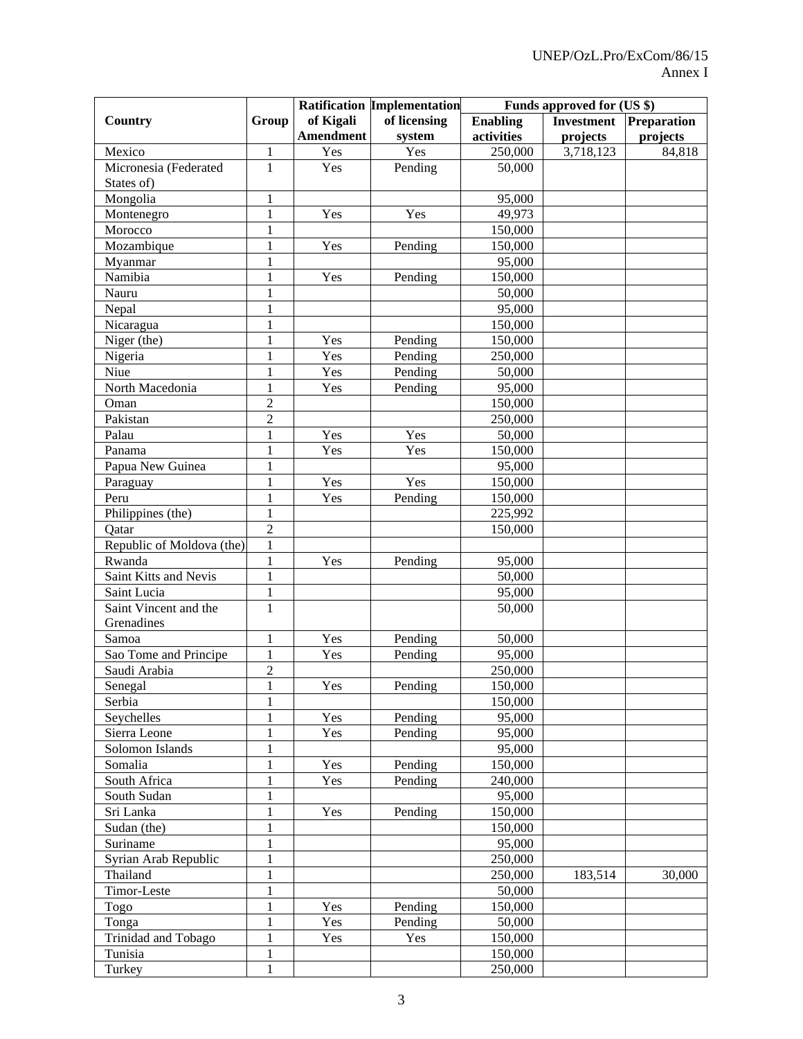| Country | Group | Ratification of Kigali Amendment | Implementation of licensing system | Funds approved for (US $) | | |
|---|---|---|---|---|---|---|
| | | | | Enabling activities | Investment projects | Preparation projects |
| Mexico | 1 | Yes | Yes | 250,000 | 3,718,123 | 84,818 |
| Micronesia (Federated States of) | 1 | Yes | Pending | 50,000 | | |
| Mongolia | 1 | | | 95,000 | | |
| Montenegro | 1 | Yes | Yes | 49,973 | | |
| Morocco | 1 | | | 150,000 | | |
| Mozambique | 1 | Yes | Pending | 150,000 | | |
| Myanmar | 1 | | | 95,000 | | |
| Namibia | 1 | Yes | Pending | 150,000 | | |
| Nauru | 1 | | | 50,000 | | |
| Nepal | 1 | | | 95,000 | | |
| Nicaragua | 1 | | | 150,000 | | |
| Niger (the) | 1 | Yes | Pending | 150,000 | | |
| Nigeria | 1 | Yes | Pending | 250,000 | | |
| Niue | 1 | Yes | Pending | 50,000 | | |
| North Macedonia | 1 | Yes | Pending | 95,000 | | |
| Oman | 2 | | | 150,000 | | |
| Pakistan | 2 | | | 250,000 | | |
| Palau | 1 | Yes | Yes | 50,000 | | |
| Panama | 1 | Yes | Yes | 150,000 | | |
| Papua New Guinea | 1 | | | 95,000 | | |
| Paraguay | 1 | Yes | Yes | 150,000 | | |
| Peru | 1 | Yes | Pending | 150,000 | | |
| Philippines (the) | 1 | | | 225,992 | | |
| Qatar | 2 | | | 150,000 | | |
| Republic of Moldova (the) | 1 | | | | | |
| Rwanda | 1 | Yes | Pending | 95,000 | | |
| Saint Kitts and Nevis | 1 | | | 50,000 | | |
| Saint Lucia | 1 | | | 95,000 | | |
| Saint Vincent and the Grenadines | 1 | | | 50,000 | | |
| Samoa | 1 | Yes | Pending | 50,000 | | |
| Sao Tome and Principe | 1 | Yes | Pending | 95,000 | | |
| Saudi Arabia | 2 | | | 250,000 | | |
| Senegal | 1 | Yes | Pending | 150,000 | | |
| Serbia | 1 | | | 150,000 | | |
| Seychelles | 1 | Yes | Pending | 95,000 | | |
| Sierra Leone | 1 | Yes | Pending | 95,000 | | |
| Solomon Islands | 1 | | | 95,000 | | |
| Somalia | 1 | Yes | Pending | 150,000 | | |
| South Africa | 1 | Yes | Pending | 240,000 | | |
| South Sudan | 1 | | | 95,000 | | |
| Sri Lanka | 1 | Yes | Pending | 150,000 | | |
| Sudan (the) | 1 | | | 150,000 | | |
| Suriname | 1 | | | 95,000 | | |
| Syrian Arab Republic | 1 | | | 250,000 | | |
| Thailand | 1 | | | 250,000 | 183,514 | 30,000 |
| Timor-Leste | 1 | | | 50,000 | | |
| Togo | 1 | Yes | Pending | 150,000 | | |
| Tonga | 1 | Yes | Pending | 50,000 | | |
| Trinidad and Tobago | 1 | Yes | Yes | 150,000 | | |
| Tunisia | 1 | | | 150,000 | | |
| Turkey | 1 | | | 250,000 | | |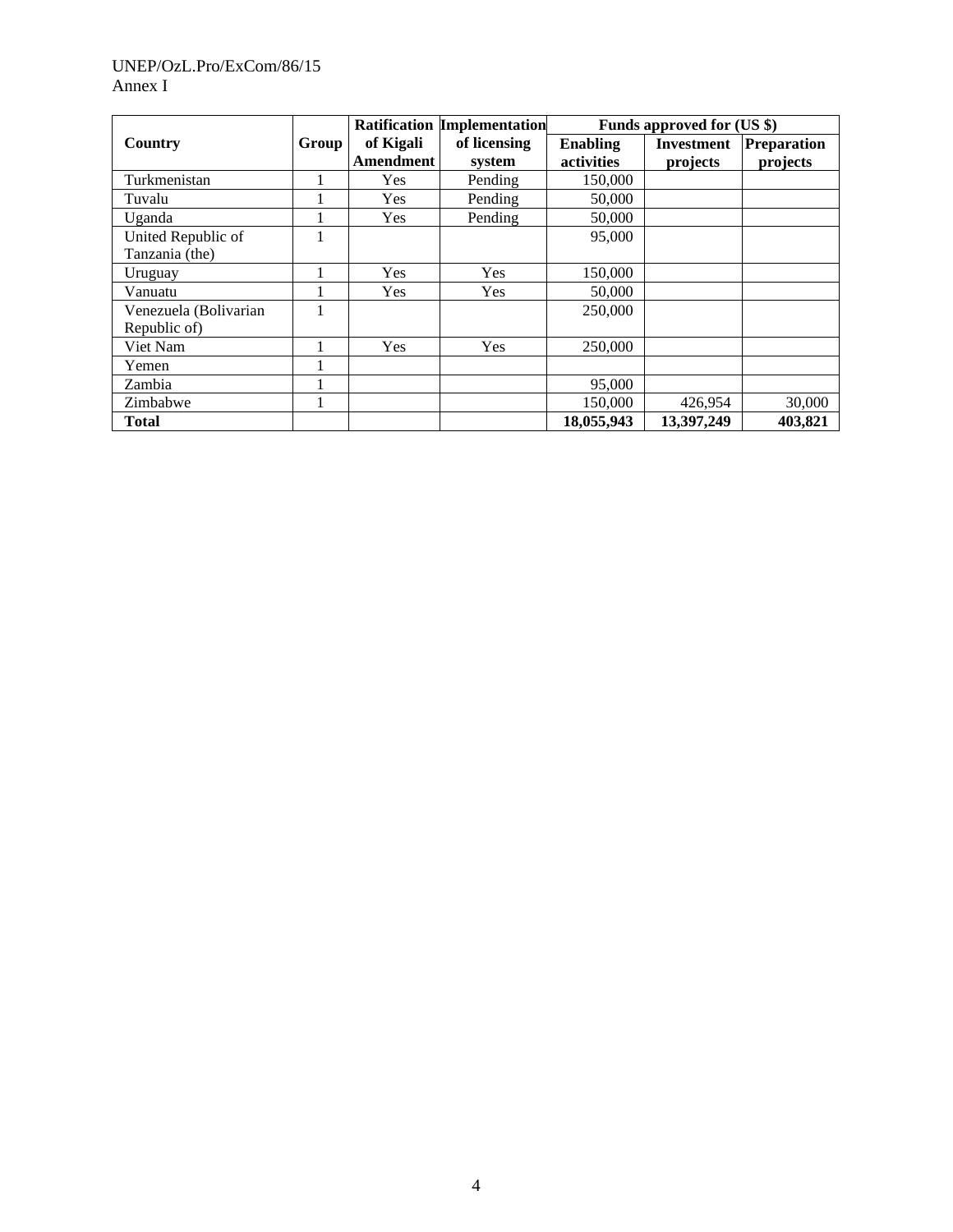| Country | Group | Ratification of Kigali Amendment | Implementation of licensing system | Funds approved for (US $) | | |
|---|---|---|---|---|---|---|
| | | | | Enabling activities | Investment projects | Preparation projects |
| Turkmenistan | 1 | Yes | Pending | 150,000 | | |
| Tuvalu | 1 | Yes | Pending | 50,000 | | |
| Uganda | 1 | Yes | Pending | 50,000 | | |
| United Republic of Tanzania (the) | 1 | | | 95,000 | | |
| Uruguay | 1 | Yes | Yes | 150,000 | | |
| Vanuatu | 1 | Yes | Yes | 50,000 | | |
| Venezuela (Bolivarian Republic of) | 1 | | | 250,000 | | |
| Viet Nam | 1 | Yes | Yes | 250,000 | | |
| Yemen | 1 | | | | | |
| Zambia | 1 | | | 95,000 | | |
| Zimbabwe | 1 | | | 150,000 | 426,954 | 30,000 |
| **Total** | | | | **18,055,943** | **13,397,249** | **403,821** |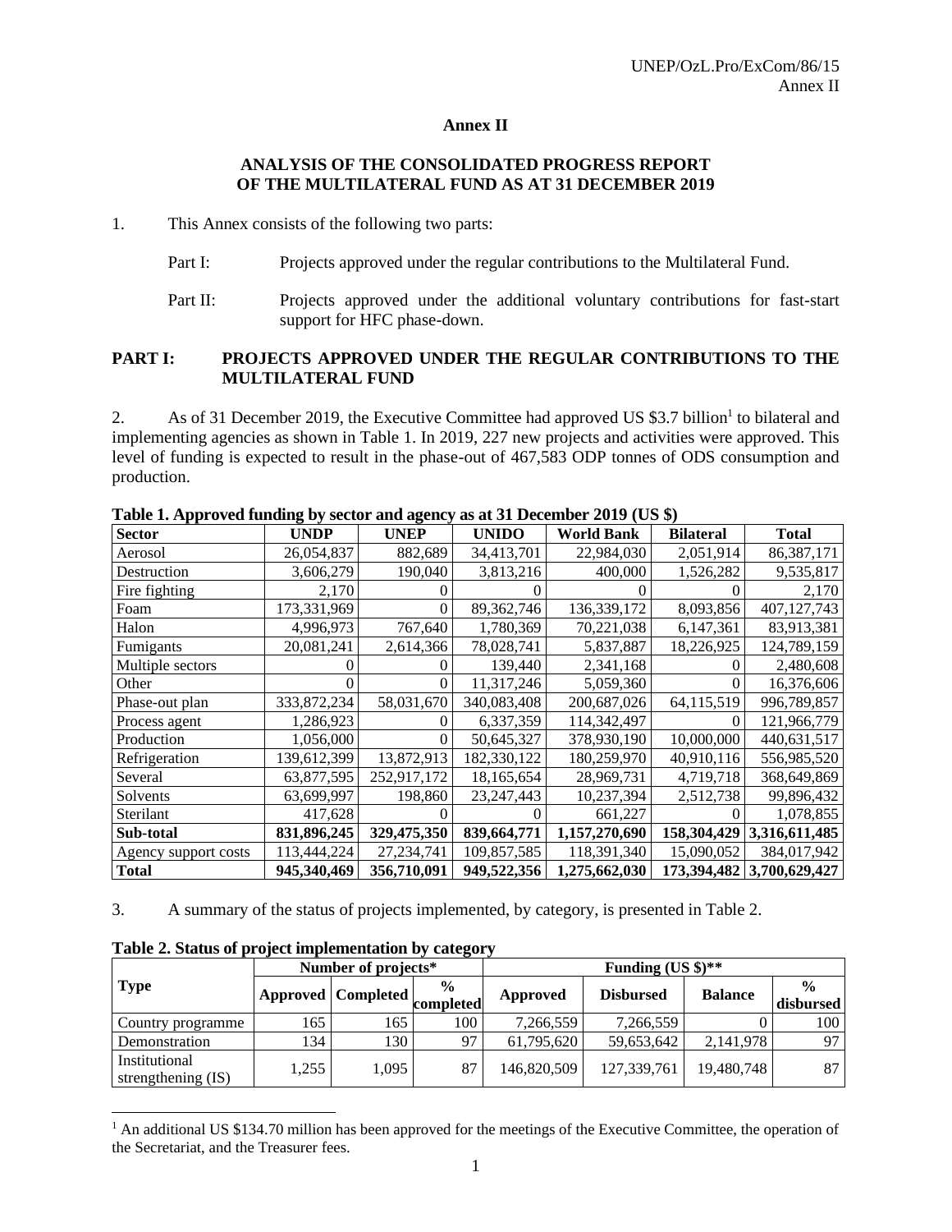## Annex II

## ANALYSIS OF THE CONSOLIDATED PROGRESS REPORT OF THE MULTILATERAL FUND AS AT 31 DECEMBER 2019

1. This Annex consists of the following two parts:

   Part I: Projects approved under the regular contributions to the Multilateral Fund.

   Part II: Projects approved under the additional voluntary contributions for fast-start support for HFC phase-down.

## PART I: PROJECTS APPROVED UNDER THE REGULAR CONTRIBUTIONS TO THE MULTILATERAL FUND

2. As of 31 December 2019, the Executive Committee had approved US $3.7 billion[1] to bilateral and implementing agencies as shown in Table 1. In 2019, 227 new projects and activities were approved. This level of funding is expected to result in the phase-out of 467,583 ODP tonnes of ODS consumption and production.

**Table 1. Approved funding by sector and agency as at 31 December 2019 (US $)**

| Sector | UNDP | UNEP | UNIDO | World Bank | Bilateral | Total |
|---|---|---|---|---|---|---|
| Aerosol | 26,054,837 | 882,689 | 34,413,701 | 22,984,030 | 2,051,914 | 86,387,171 |
| Destruction | 3,606,279 | 190,040 | 3,813,216 | 400,000 | 1,526,282 | 9,535,817 |
| Fire fighting | 2,170 | 0 | 0 | 0 | 0 | 2,170 |
| Foam | 173,331,969 | 0 | 89,362,746 | 136,339,172 | 8,093,856 | 407,127,743 |
| Halon | 4,996,973 | 767,640 | 1,780,369 | 70,221,038 | 6,147,361 | 83,913,381 |
| Fumigants | 20,081,241 | 2,614,366 | 78,028,741 | 5,837,887 | 18,226,925 | 124,789,159 |
| Multiple sectors | 0 | 0 | 139,440 | 2,341,168 | 0 | 2,480,608 |
| Other | 0 | 0 | 11,317,246 | 5,059,360 | 0 | 16,376,606 |
| Phase-out plan | 333,872,234 | 58,031,670 | 340,083,408 | 200,687,026 | 64,115,519 | 996,789,857 |
| Process agent | 1,286,923 | 0 | 6,337,359 | 114,342,497 | 0 | 121,966,779 |
| Production | 1,056,000 | 0 | 50,645,327 | 378,930,190 | 10,000,000 | 440,631,517 |
| Refrigeration | 139,612,399 | 13,872,913 | 182,330,122 | 180,259,970 | 40,910,116 | 556,985,520 |
| Several | 63,877,595 | 252,917,172 | 18,165,654 | 28,969,731 | 4,719,718 | 368,649,869 |
| Solvents | 63,699,997 | 198,860 | 23,247,443 | 10,237,394 | 2,512,738 | 99,896,432 |
| Sterilant | 417,628 | 0 | 0 | 661,227 | 0 | 1,078,855 |
| **Sub-total** | **831,896,245** | **329,475,350** | **839,664,771** | **1,157,270,690** | **158,304,429** | **3,316,611,485** |
| Agency support costs | 113,444,224 | 27,234,741 | 109,857,585 | 118,391,340 | 15,090,052 | 384,017,942 |
| **Total** | **945,340,469** | **356,710,091** | **949,522,356** | **1,275,662,030** | **173,394,482** | **3,700,629,427** |

3. A summary of the status of projects implemented, by category, is presented in Table 2.

**Table 2. Status of project implementation by category**

| Type | Number of projects* | | | Funding (US $)** | | | |
|---|---|---|---|---|---|---|---|
| | Approved | Completed | % completed | Approved | Disbursed | Balance | % disbursed |
| Country programme | 165 | 165 | 100 | 7,266,559 | 7,266,559 | 0 | 100 |
| Demonstration | 134 | 130 | 97 | 61,795,620 | 59,653,642 | 2,141,978 | 97 |
| Institutional strengthening (IS) | 1,255 | 1,095 | 87 | 146,820,509 | 127,339,761 | 19,480,748 | 87 |

[1] An additional US $134.70 million has been approved for the meetings of the Executive Committee, the operation of the Secretariat, and the Treasurer fees.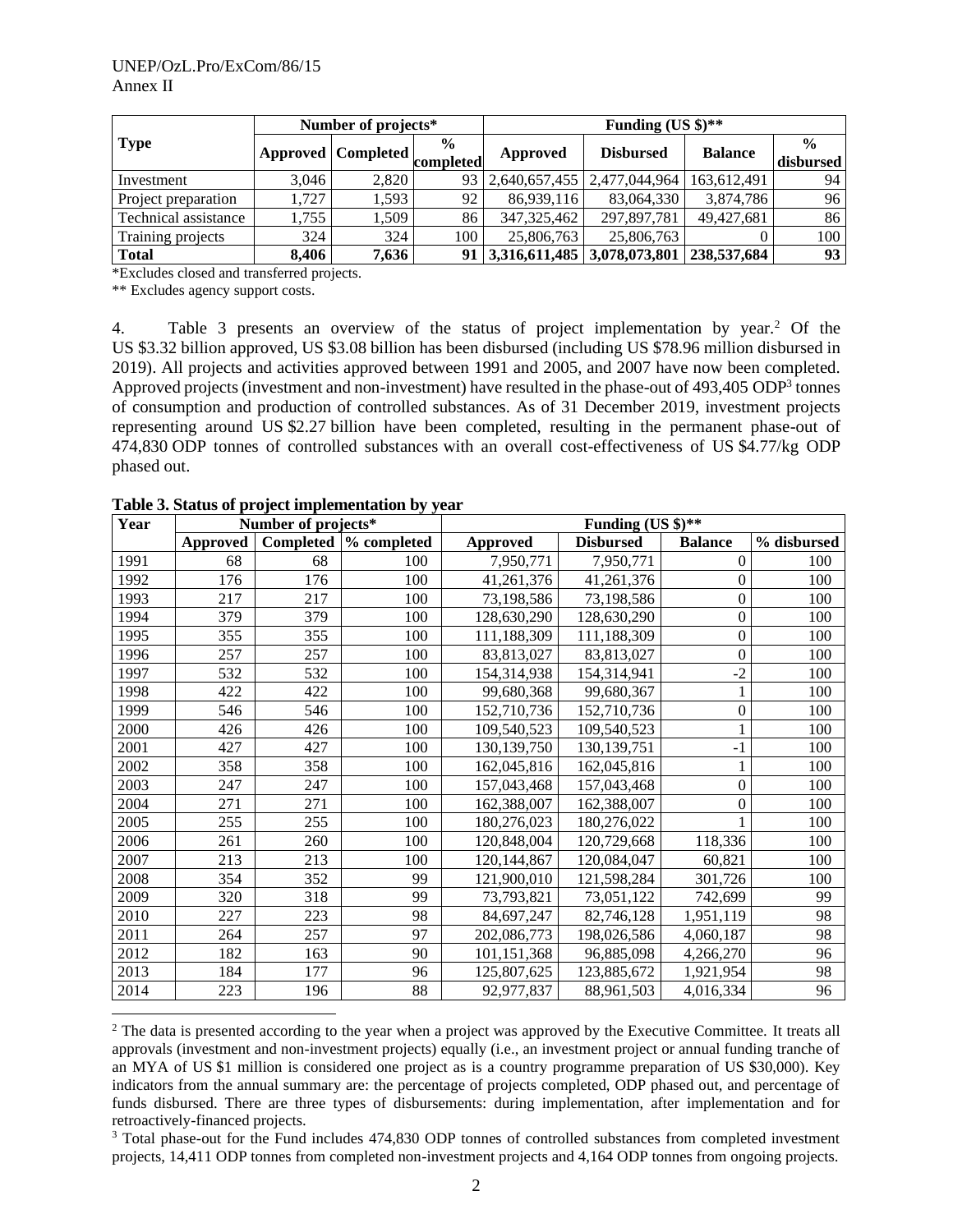| Type | Number of projects* | | | Funding (US $)** | | | |
|---|---|---|---|---|---|---|---|
| | Approved | Completed | % completed | Approved | Disbursed | Balance | % disbursed |
| Investment | 3,046 | 2,820 | 93 | 2,640,657,455 | 2,477,044,964 | 163,612,491 | 94 |
| Project preparation | 1,727 | 1,593 | 92 | 86,939,116 | 83,064,330 | 3,874,786 | 96 |
| Technical assistance | 1,755 | 1,509 | 86 | 347,325,462 | 297,897,781 | 49,427,681 | 86 |
| Training projects | 324 | 324 | 100 | 25,806,763 | 25,806,763 | 0 | 100 |
| **Total** | **8,406** | **7,636** | **91** | **3,316,611,485** | **3,078,073,801** | **238,537,684** | **93** |

*Excludes closed and transferred projects.

** Excludes agency support costs.

4. Table 3 presents an overview of the status of project implementation by year.[2] Of the US $3.32 billion approved, US $3.08 billion has been disbursed (including US $78.96 million disbursed in 2019). All projects and activities approved between 1991 and 2005, and 2007 have now been completed. Approved projects (investment and non-investment) have resulted in the phase-out of 493,405 ODP[3] tonnes of consumption and production of controlled substances. As of 31 December 2019, investment projects representing around US $2.27 billion have been completed, resulting in the permanent phase-out of 474,830 ODP tonnes of controlled substances with an overall cost-effectiveness of US $4.77/kg ODP phased out.

**Table 3. Status of project implementation by year**

| Year | Number of projects* | | | Funding (US $)** | | | |
|---|---|---|---|---|---|---|---|
| | Approved | Completed | % completed | Approved | Disbursed | Balance | % disbursed |
| 1991 | 68 | 68 | 100 | 7,950,771 | 7,950,771 | 0 | 100 |
| 1992 | 176 | 176 | 100 | 41,261,376 | 41,261,376 | 0 | 100 |
| 1993 | 217 | 217 | 100 | 73,198,586 | 73,198,586 | 0 | 100 |
| 1994 | 379 | 379 | 100 | 128,630,290 | 128,630,290 | 0 | 100 |
| 1995 | 355 | 355 | 100 | 111,188,309 | 111,188,309 | 0 | 100 |
| 1996 | 257 | 257 | 100 | 83,813,027 | 83,813,027 | 0 | 100 |
| 1997 | 532 | 532 | 100 | 154,314,938 | 154,314,941 | -2 | 100 |
| 1998 | 422 | 422 | 100 | 99,680,368 | 99,680,367 | 1 | 100 |
| 1999 | 546 | 546 | 100 | 152,710,736 | 152,710,736 | 0 | 100 |
| 2000 | 426 | 426 | 100 | 109,540,523 | 109,540,523 | 1 | 100 |
| 2001 | 427 | 427 | 100 | 130,139,750 | 130,139,751 | -1 | 100 |
| 2002 | 358 | 358 | 100 | 162,045,816 | 162,045,816 | 1 | 100 |
| 2003 | 247 | 247 | 100 | 157,043,468 | 157,043,468 | 0 | 100 |
| 2004 | 271 | 271 | 100 | 162,388,007 | 162,388,007 | 0 | 100 |
| 2005 | 255 | 255 | 100 | 180,276,023 | 180,276,022 | 1 | 100 |
| 2006 | 261 | 260 | 100 | 120,848,004 | 120,729,668 | 118,336 | 100 |
| 2007 | 213 | 213 | 100 | 120,144,867 | 120,084,047 | 60,821 | 100 |
| 2008 | 354 | 352 | 99 | 121,900,010 | 121,598,284 | 301,726 | 100 |
| 2009 | 320 | 318 | 99 | 73,793,821 | 73,051,122 | 742,699 | 99 |
| 2010 | 227 | 223 | 98 | 84,697,247 | 82,746,128 | 1,951,119 | 98 |
| 2011 | 264 | 257 | 97 | 202,086,773 | 198,026,586 | 4,060,187 | 98 |
| 2012 | 182 | 163 | 90 | 101,151,368 | 96,885,098 | 4,266,270 | 96 |
| 2013 | 184 | 177 | 96 | 125,807,625 | 123,885,672 | 1,921,954 | 98 |
| 2014 | 223 | 196 | 88 | 92,977,837 | 88,961,503 | 4,016,334 | 96 |

[2] The data is presented according to the year when a project was approved by the Executive Committee. It treats all approvals (investment and non-investment projects) equally (i.e., an investment project or annual funding tranche of an MYA of US $1 million is considered one project as is a country programme preparation of US $30,000). Key indicators from the annual summary are: the percentage of projects completed, ODP phased out, and percentage of funds disbursed. There are three types of disbursements: during implementation, after implementation and for retroactively-financed projects.

[3] Total phase-out for the Fund includes 474,830 ODP tonnes of controlled substances from completed investment projects, 14,411 ODP tonnes from completed non-investment projects and 4,164 ODP tonnes from ongoing projects.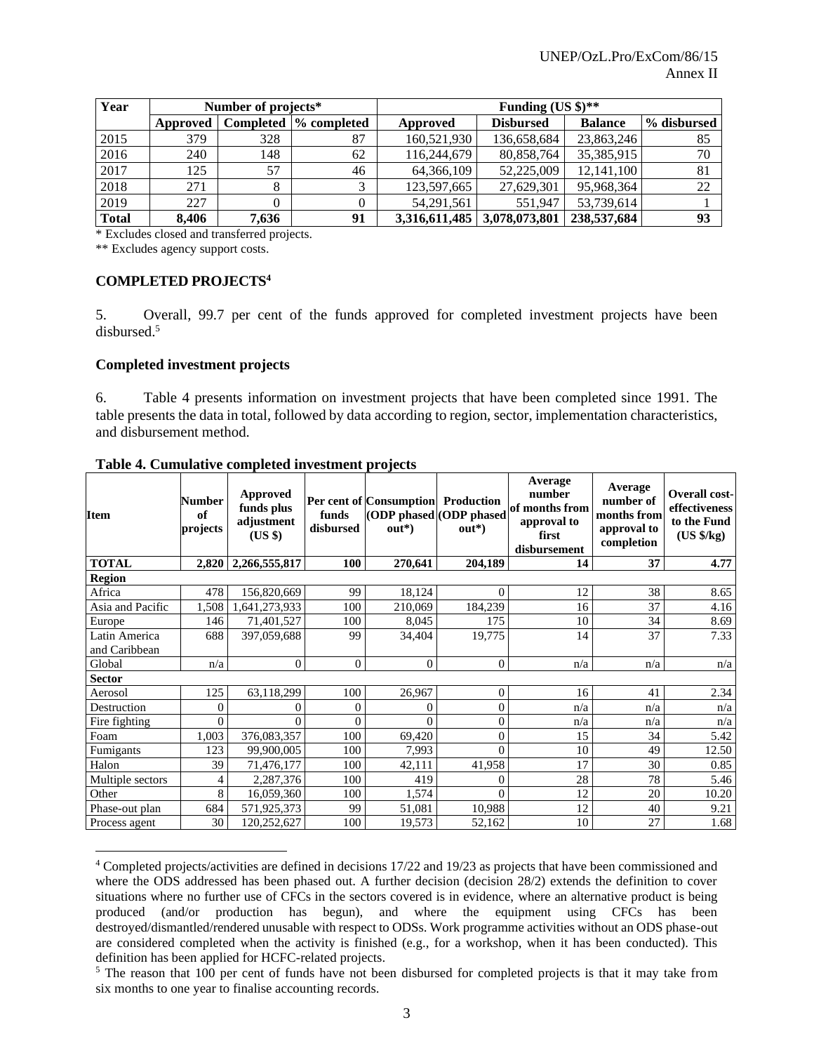| Year | Number of projects* | | | Funding (US $)** | | | |
|---|---|---|---|---|---|---|---|
| | Approved | Completed | % completed | Approved | Disbursed | Balance | % disbursed |
| 2015 | 379 | 328 | 87 | 160,521,930 | 136,658,684 | 23,863,246 | 85 |
| 2016 | 240 | 148 | 62 | 116,244,679 | 80,858,764 | 35,385,915 | 70 |
| 2017 | 125 | 57 | 46 | 64,366,109 | 52,225,009 | 12,141,100 | 81 |
| 2018 | 271 | 8 | 3 | 123,597,665 | 27,629,301 | 95,968,364 | 22 |
| 2019 | 227 | 0 | 0 | 54,291,561 | 551,947 | 53,739,614 | 1 |
| **Total** | **8,406** | **7,636** | **91** | **3,316,611,485** | **3,078,073,801** | **238,537,684** | **93** |

* Excludes closed and transferred projects.

** Excludes agency support costs.

**COMPLETED PROJECTS**[4]

5. Overall, 99.7 per cent of the funds approved for completed investment projects have been disbursed.[5]

**Completed investment projects**

6. Table 4 presents information on investment projects that have been completed since 1991. The table presents the data in total, followed by data according to region, sector, implementation characteristics, and disbursement method.

**Table 4. Cumulative completed investment projects**

| Item | Number of projects | Approved funds plus adjustment (US $) | Per cent of funds disbursed | Consumption (ODP phased out*) | Production (ODP phased out*) | Average number of months from approval to first disbursement | Average number of months from approval to completion | Overall cost-effectiveness to the Fund (US $/kg) |
|---|---|---|---|---|---|---|---|---|
| **TOTAL** | **2,820** | **2,266,555,817** | **100** | **270,641** | **204,189** | **14** | **37** | **4.77** |
| **Region** | | | | | | | | |
| Africa | 478 | 156,820,669 | 99 | 18,124 | 0 | 12 | 38 | 8.65 |
| Asia and Pacific | 1,508 | 1,641,273,933 | 100 | 210,069 | 184,239 | 16 | 37 | 4.16 |
| Europe | 146 | 71,401,527 | 100 | 8,045 | 175 | 10 | 34 | 8.69 |
| Latin America and Caribbean | 688 | 397,059,688 | 99 | 34,404 | 19,775 | 14 | 37 | 7.33 |
| Global | n/a | 0 | 0 | 0 | 0 | n/a | n/a | n/a |
| **Sector** | | | | | | | | |
| Aerosol | 125 | 63,118,299 | 100 | 26,967 | 0 | 16 | 41 | 2.34 |
| Destruction | 0 | 0 | 0 | 0 | 0 | n/a | n/a | n/a |
| Fire fighting | 0 | 0 | 0 | 0 | 0 | n/a | n/a | n/a |
| Foam | 1,003 | 376,083,357 | 100 | 69,420 | 0 | 15 | 34 | 5.42 |
| Fumigants | 123 | 99,900,005 | 100 | 7,993 | 0 | 10 | 49 | 12.50 |
| Halon | 39 | 71,476,177 | 100 | 42,111 | 41,958 | 17 | 30 | 0.85 |
| Multiple sectors | 4 | 2,287,376 | 100 | 419 | 0 | 28 | 78 | 5.46 |
| Other | 8 | 16,059,360 | 100 | 1,574 | 0 | 12 | 20 | 10.20 |
| Phase-out plan | 684 | 571,925,373 | 99 | 51,081 | 10,988 | 12 | 40 | 9.21 |
| Process agent | 30 | 120,252,627 | 100 | 19,573 | 52,162 | 10 | 27 | 1.68 |

[4] Completed projects/activities are defined in decisions 17/22 and 19/23 as projects that have been commissioned and where the ODS addressed has been phased out. A further decision (decision 28/2) extends the definition to cover situations where no further use of CFCs in the sectors covered is in evidence, where an alternative product is being produced (and/or production has begun), and where the equipment using CFCs has been destroyed/dismantled/rendered unusable with respect to ODSs. Work programme activities without an ODS phase-out are considered completed when the activity is finished (e.g., for a workshop, when it has been conducted). This definition has been applied for HCFC-related projects.

[5] The reason that 100 per cent of funds have not been disbursed for completed projects is that it may take from six months to one year to finalise accounting records.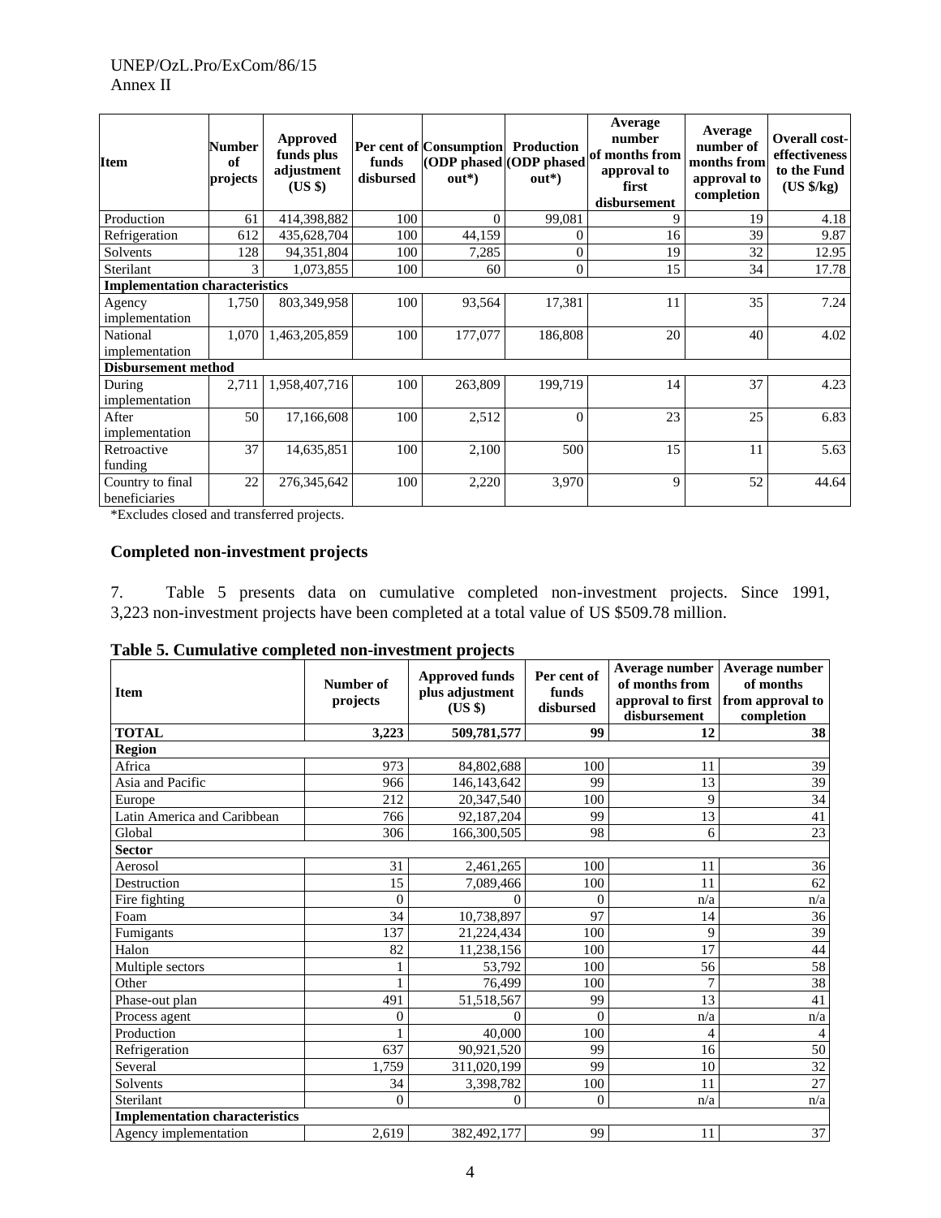| Item | Number of projects | Approved funds plus adjustment (US $) | Per cent of funds disbursed | Consumption (ODP phased out*) | Production (ODP phased out*) | Average number of months from approval to first disbursement | Average number of months from approval to completion | Overall cost-effectiveness to the Fund (US $/kg) |
|---|---|---|---|---|---|---|---|---|
| Production | 61 | 414,398,882 | 100 | 0 | 99,081 | 9 | 19 | 4.18 |
| Refrigeration | 612 | 435,628,704 | 100 | 44,159 | 0 | 16 | 39 | 9.87 |
| Solvents | 128 | 94,351,804 | 100 | 7,285 | 0 | 19 | 32 | 12.95 |
| Sterilant | 3 | 1,073,855 | 100 | 60 | 0 | 15 | 34 | 17.78 |
| **Implementation characteristics** | | | | | | | | |
| Agency implementation | 1,750 | 803,349,958 | 100 | 93,564 | 17,381 | 11 | 35 | 7.24 |
| National implementation | 1,070 | 1,463,205,859 | 100 | 177,077 | 186,808 | 20 | 40 | 4.02 |
| **Disbursement method** | | | | | | | | |
| During implementation | 2,711 | 1,958,407,716 | 100 | 263,809 | 199,719 | 14 | 37 | 4.23 |
| After implementation | 50 | 17,166,608 | 100 | 2,512 | 0 | 23 | 25 | 6.83 |
| Retroactive funding | 37 | 14,635,851 | 100 | 2,100 | 500 | 15 | 11 | 5.63 |
| Country to final beneficiaries | 22 | 276,345,642 | 100 | 2,220 | 3,970 | 9 | 52 | 44.64 |

*Excludes closed and transferred projects.

### Completed non-investment projects

7. Table 5 presents data on cumulative completed non-investment projects. Since 1991, 3,223 non-investment projects have been completed at a total value of US $509.78 million.

**Table 5. Cumulative completed non-investment projects**

| Item | Number of projects | Approved funds plus adjustment (US $) | Per cent of funds disbursed | Average number of months from approval to first disbursement | Average number of months from approval to completion |
|---|---|---|---|---|---|
| **TOTAL** | **3,223** | **509,781,577** | **99** | **12** | **38** |
| **Region** | | | | | |
| Africa | 973 | 84,802,688 | 100 | 11 | 39 |
| Asia and Pacific | 966 | 146,143,642 | 99 | 13 | 39 |
| Europe | 212 | 20,347,540 | 100 | 9 | 34 |
| Latin America and Caribbean | 766 | 92,187,204 | 99 | 13 | 41 |
| Global | 306 | 166,300,505 | 98 | 6 | 23 |
| **Sector** | | | | | |
| Aerosol | 31 | 2,461,265 | 100 | 11 | 36 |
| Destruction | 15 | 7,089,466 | 100 | 11 | 62 |
| Fire fighting | 0 | 0 | 0 | n/a | n/a |
| Foam | 34 | 10,738,897 | 97 | 14 | 36 |
| Fumigants | 137 | 21,224,434 | 100 | 9 | 39 |
| Halon | 82 | 11,238,156 | 100 | 17 | 44 |
| Multiple sectors | 1 | 53,792 | 100 | 56 | 58 |
| Other | 1 | 76,499 | 100 | 7 | 38 |
| Phase-out plan | 491 | 51,518,567 | 99 | 13 | 41 |
| Process agent | 0 | 0 | 0 | n/a | n/a |
| Production | 1 | 40,000 | 100 | 4 | 4 |
| Refrigeration | 637 | 90,921,520 | 99 | 16 | 50 |
| Several | 1,759 | 311,020,199 | 99 | 10 | 32 |
| Solvents | 34 | 3,398,782 | 100 | 11 | 27 |
| Sterilant | 0 | 0 | 0 | n/a | n/a |
| **Implementation characteristics** | | | | | |
| Agency implementation | 2,619 | 382,492,177 | 99 | 11 | 37 |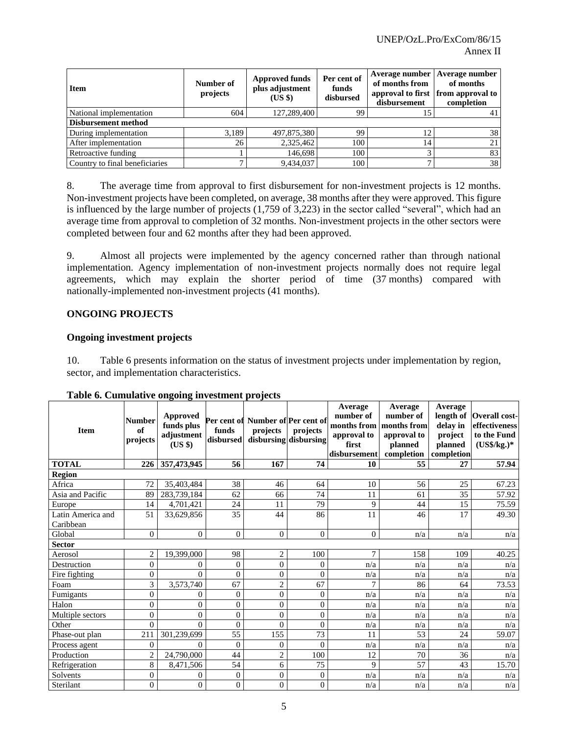| Item | Number of projects | Approved funds plus adjustment (US $) | Per cent of funds disbursed | Average number of months from approval to first disbursement | Average number of months from approval to completion |
|---|---|---|---|---|---|
| National implementation | 604 | 127,289,400 | 99 | 15 | 41 |
| **Disbursement method** | | | | | |
| During implementation | 3,189 | 497,875,380 | 99 | 12 | 38 |
| After implementation | 26 | 2,325,462 | 100 | 14 | 21 |
| Retroactive funding | 1 | 146,698 | 100 | 3 | 83 |
| Country to final beneficiaries | 7 | 9,434,037 | 100 | 7 | 38 |

8. The average time from approval to first disbursement for non-investment projects is 12 months. Non-investment projects have been completed, on average, 38 months after they were approved. This figure is influenced by the large number of projects (1,759 of 3,223) in the sector called "several", which had an average time from approval to completion of 32 months. Non-investment projects in the other sectors were completed between four and 62 months after they had been approved.

9. Almost all projects were implemented by the agency concerned rather than through national implementation. Agency implementation of non-investment projects normally does not require legal agreements, which may explain the shorter period of time (37 months) compared with nationally-implemented non-investment projects (41 months).

## ONGOING PROJECTS

### Ongoing investment projects

10. Table 6 presents information on the status of investment projects under implementation by region, sector, and implementation characteristics.

**Table 6. Cumulative ongoing investment projects**

| Item | Number of projects | Approved funds plus adjustment (US $) | Per cent of funds disbursed | Number of projects disbursing | Per cent of projects disbursing | Average number of months from approval to first disbursement | Average number of months from approval to planned completion | Average length of delay in project planned completion | Overall cost-effectiveness to the Fund (US$/kg.)* |
|---|---|---|---|---|---|---|---|---|---|
| **TOTAL** | **226** | **357,473,945** | **56** | **167** | **74** | **10** | **55** | **27** | **57.94** |
| **Region** | | | | | | | | | |
| Africa | 72 | 35,403,484 | 38 | 46 | 64 | 10 | 56 | 25 | 67.23 |
| Asia and Pacific | 89 | 283,739,184 | 62 | 66 | 74 | 11 | 61 | 35 | 57.92 |
| Europe | 14 | 4,701,421 | 24 | 11 | 79 | 9 | 44 | 15 | 75.59 |
| Latin America and Caribbean | 51 | 33,629,856 | 35 | 44 | 86 | 11 | 46 | 17 | 49.30 |
| Global | 0 | 0 | 0 | 0 | 0 | 0 | n/a | n/a | n/a |
| **Sector** | | | | | | | | | |
| Aerosol | 2 | 19,399,000 | 98 | 2 | 100 | 7 | 158 | 109 | 40.25 |
| Destruction | 0 | 0 | 0 | 0 | 0 | n/a | n/a | n/a | n/a |
| Fire fighting | 0 | 0 | 0 | 0 | 0 | n/a | n/a | n/a | n/a |
| Foam | 3 | 3,573,740 | 67 | 2 | 67 | 7 | 86 | 64 | 73.53 |
| Fumigants | 0 | 0 | 0 | 0 | 0 | n/a | n/a | n/a | n/a |
| Halon | 0 | 0 | 0 | 0 | 0 | n/a | n/a | n/a | n/a |
| Multiple sectors | 0 | 0 | 0 | 0 | 0 | n/a | n/a | n/a | n/a |
| Other | 0 | 0 | 0 | 0 | 0 | n/a | n/a | n/a | n/a |
| Phase-out plan | 211 | 301,239,699 | 55 | 155 | 73 | 11 | 53 | 24 | 59.07 |
| Process agent | 0 | 0 | 0 | 0 | 0 | n/a | n/a | n/a | n/a |
| Production | 2 | 24,790,000 | 44 | 2 | 100 | 12 | 70 | 36 | n/a |
| Refrigeration | 8 | 8,471,506 | 54 | 6 | 75 | 9 | 57 | 43 | 15.70 |
| Solvents | 0 | 0 | 0 | 0 | 0 | n/a | n/a | n/a | n/a |
| Sterilant | 0 | 0 | 0 | 0 | 0 | n/a | n/a | n/a | n/a |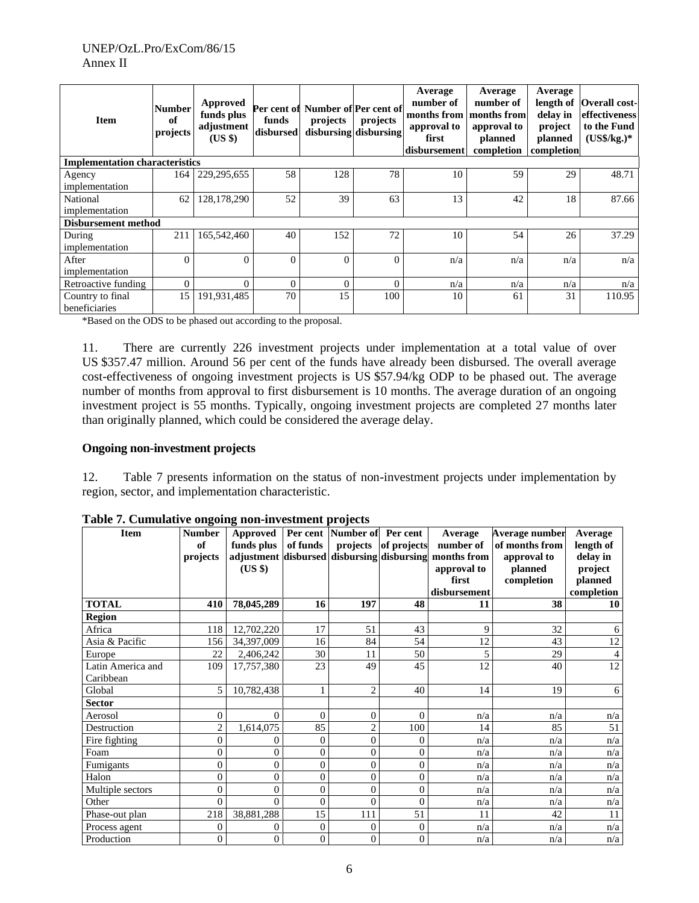| Item | Number of projects | Approved funds plus adjustment (US $) | Per cent of funds disbursed | Number of projects disbursing | Per cent of projects disbursing | Average number of months from approval to first disbursement | Average number of months from approval to planned completion | Average length of delay in project planned completion | Overall cost-effectiveness to the Fund (US$/kg.)* |
|---|---|---|---|---|---|---|---|---|---|
| **Implementation characteristics** | | | | | | | | | |
| Agency implementation | 164 | 229,295,655 | 58 | 128 | 78 | 10 | 59 | 29 | 48.71 |
| National implementation | 62 | 128,178,290 | 52 | 39 | 63 | 13 | 42 | 18 | 87.66 |
| **Disbursement method** | | | | | | | | | |
| During implementation | 211 | 165,542,460 | 40 | 152 | 72 | 10 | 54 | 26 | 37.29 |
| After implementation | 0 | 0 | 0 | 0 | 0 | n/a | n/a | n/a | n/a |
| Retroactive funding | 0 | 0 | 0 | 0 | 0 | n/a | n/a | n/a | n/a |
| Country to final beneficiaries | 15 | 191,931,485 | 70 | 15 | 100 | 10 | 61 | 31 | 110.95 |

*Based on the ODS to be phased out according to the proposal.

11. There are currently 226 investment projects under implementation at a total value of over US $357.47 million. Around 56 per cent of the funds have already been disbursed. The overall average cost-effectiveness of ongoing investment projects is US $57.94/kg ODP to be phased out. The average number of months from approval to first disbursement is 10 months. The average duration of an ongoing investment project is 55 months. Typically, ongoing investment projects are completed 27 months later than originally planned, which could be considered the average delay.

**Ongoing non-investment projects**

12. Table 7 presents information on the status of non-investment projects under implementation by region, sector, and implementation characteristic.

**Table 7. Cumulative ongoing non-investment projects**

| Item | Number of projects | Approved funds plus adjustment (US $) | Per cent of funds disbursed | Number of projects disbursing | Per cent of projects disbursing | Average number of months from approval to first disbursement | Average number of months from approval to planned completion | Average length of delay in project planned completion |
|---|---|---|---|---|---|---|---|---|
| **TOTAL** | **410** | **78,045,289** | **16** | **197** | **48** | **11** | **38** | **10** |
| **Region** | | | | | | | | |
| Africa | 118 | 12,702,220 | 17 | 51 | 43 | 9 | 32 | 6 |
| Asia & Pacific | 156 | 34,397,009 | 16 | 84 | 54 | 12 | 43 | 12 |
| Europe | 22 | 2,406,242 | 30 | 11 | 50 | 5 | 29 | 4 |
| Latin America and Caribbean | 109 | 17,757,380 | 23 | 49 | 45 | 12 | 40 | 12 |
| Global | 5 | 10,782,438 | 1 | 2 | 40 | 14 | 19 | 6 |
| **Sector** | | | | | | | | |
| Aerosol | 0 | 0 | 0 | 0 | 0 | n/a | n/a | n/a |
| Destruction | 2 | 1,614,075 | 85 | 2 | 100 | 14 | 85 | 51 |
| Fire fighting | 0 | 0 | 0 | 0 | 0 | n/a | n/a | n/a |
| Foam | 0 | 0 | 0 | 0 | 0 | n/a | n/a | n/a |
| Fumigants | 0 | 0 | 0 | 0 | 0 | n/a | n/a | n/a |
| Halon | 0 | 0 | 0 | 0 | 0 | n/a | n/a | n/a |
| Multiple sectors | 0 | 0 | 0 | 0 | 0 | n/a | n/a | n/a |
| Other | 0 | 0 | 0 | 0 | 0 | n/a | n/a | n/a |
| Phase-out plan | 218 | 38,881,288 | 15 | 111 | 51 | 11 | 42 | 11 |
| Process agent | 0 | 0 | 0 | 0 | 0 | n/a | n/a | n/a |
| Production | 0 | 0 | 0 | 0 | 0 | n/a | n/a | n/a |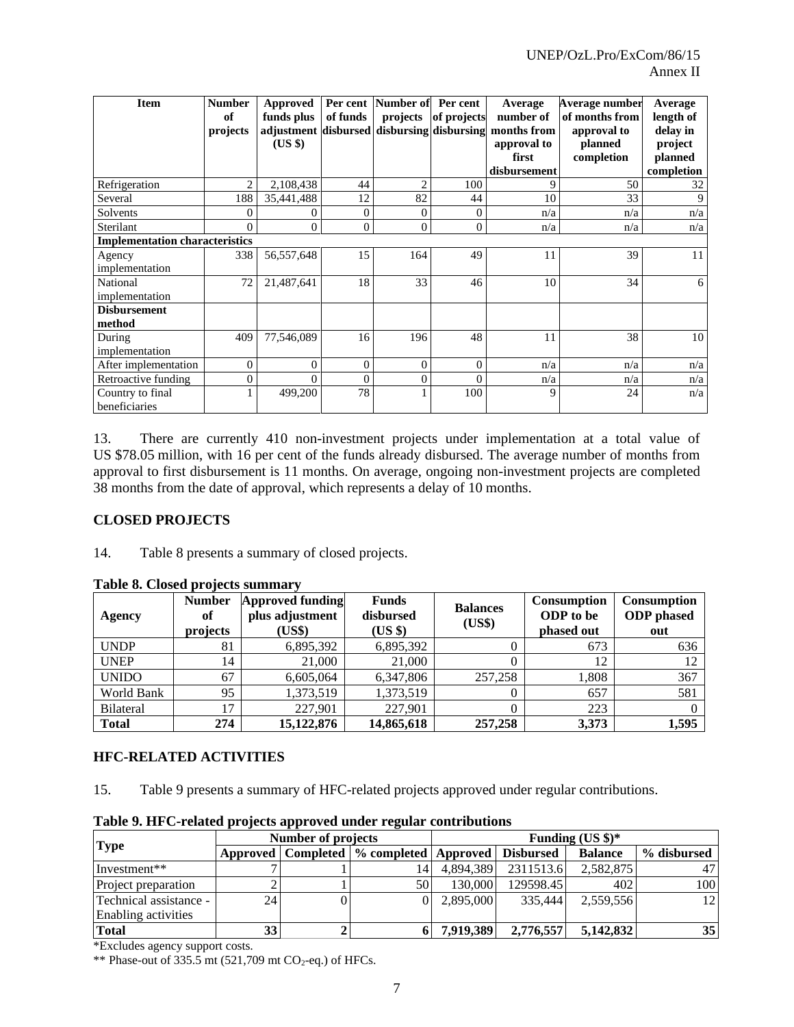| Item | Number of projects | Approved funds plus adjustment (US $) | Per cent of funds disbursed | Number of projects disbursing | Per cent of projects disbursing | Average number of months from approval to first disbursement | Average number of months from approval to planned completion | Average length of delay in project planned completion |
|---|---|---|---|---|---|---|---|---|
| Refrigeration | 2 | 2,108,438 | 44 | 2 | 100 | 9 | 50 | 32 |
| Several | 188 | 35,441,488 | 12 | 82 | 44 | 10 | 33 | 9 |
| Solvents | 0 | 0 | 0 | 0 | 0 | n/a | n/a | n/a |
| Sterilant | 0 | 0 | 0 | 0 | 0 | n/a | n/a | n/a |
| **Implementation characteristics** | | | | | | | | |
| Agency implementation | 338 | 56,557,648 | 15 | 164 | 49 | 11 | 39 | 11 |
| National implementation | 72 | 21,487,641 | 18 | 33 | 46 | 10 | 34 | 6 |
| **Disbursement method** | | | | | | | | |
| During implementation | 409 | 77,546,089 | 16 | 196 | 48 | 11 | 38 | 10 |
| After implementation | 0 | 0 | 0 | 0 | 0 | n/a | n/a | n/a |
| Retroactive funding | 0 | 0 | 0 | 0 | 0 | n/a | n/a | n/a |
| Country to final beneficiaries | 1 | 499,200 | 78 | 1 | 100 | 9 | 24 | n/a |

13. There are currently 410 non-investment projects under implementation at a total value of US $78.05 million, with 16 per cent of the funds already disbursed. The average number of months from approval to first disbursement is 11 months. On average, ongoing non-investment projects are completed 38 months from the date of approval, which represents a delay of 10 months.

## CLOSED PROJECTS

14. Table 8 presents a summary of closed projects.

**Table 8. Closed projects summary**

| Agency | Number of projects | Approved funding plus adjustment (US$) | Funds disbursed (US $) | Balances (US$) | Consumption ODP to be phased out | Consumption ODP phased out |
|---|---|---|---|---|---|---|
| UNDP | 81 | 6,895,392 | 6,895,392 | 0 | 673 | 636 |
| UNEP | 14 | 21,000 | 21,000 | 0 | 12 | 12 |
| UNIDO | 67 | 6,605,064 | 6,347,806 | 257,258 | 1,808 | 367 |
| World Bank | 95 | 1,373,519 | 1,373,519 | 0 | 657 | 581 |
| Bilateral | 17 | 227,901 | 227,901 | 0 | 223 | 0 |
| **Total** | **274** | **15,122,876** | **14,865,618** | **257,258** | **3,373** | **1,595** |

## HFC-RELATED ACTIVITIES

15. Table 9 presents a summary of HFC-related projects approved under regular contributions.

**Table 9. HFC-related projects approved under regular contributions**

| Type | Number of projects | | | Funding (US $)* | | | |
|---|---|---|---|---|---|---|---|
| | Approved | Completed | % completed | Approved | Disbursed | Balance | % disbursed |
| Investment** | 7 | 1 | 14 | 4,894,389 | 2311513.6 | 2,582,875 | 47 |
| Project preparation | 2 | 1 | 50 | 130,000 | 129598.45 | 402 | 100 |
| Technical assistance - Enabling activities | 24 | 0 | 0 | 2,895,000 | 335,444 | 2,559,556 | 12 |
| **Total** | **33** | **2** | **6** | **7,919,389** | **2,776,557** | **5,142,832** | **35** |

*Excludes agency support costs.

** Phase-out of 335.5 mt (521,709 mt $CO_2$-eq.) of HFCs.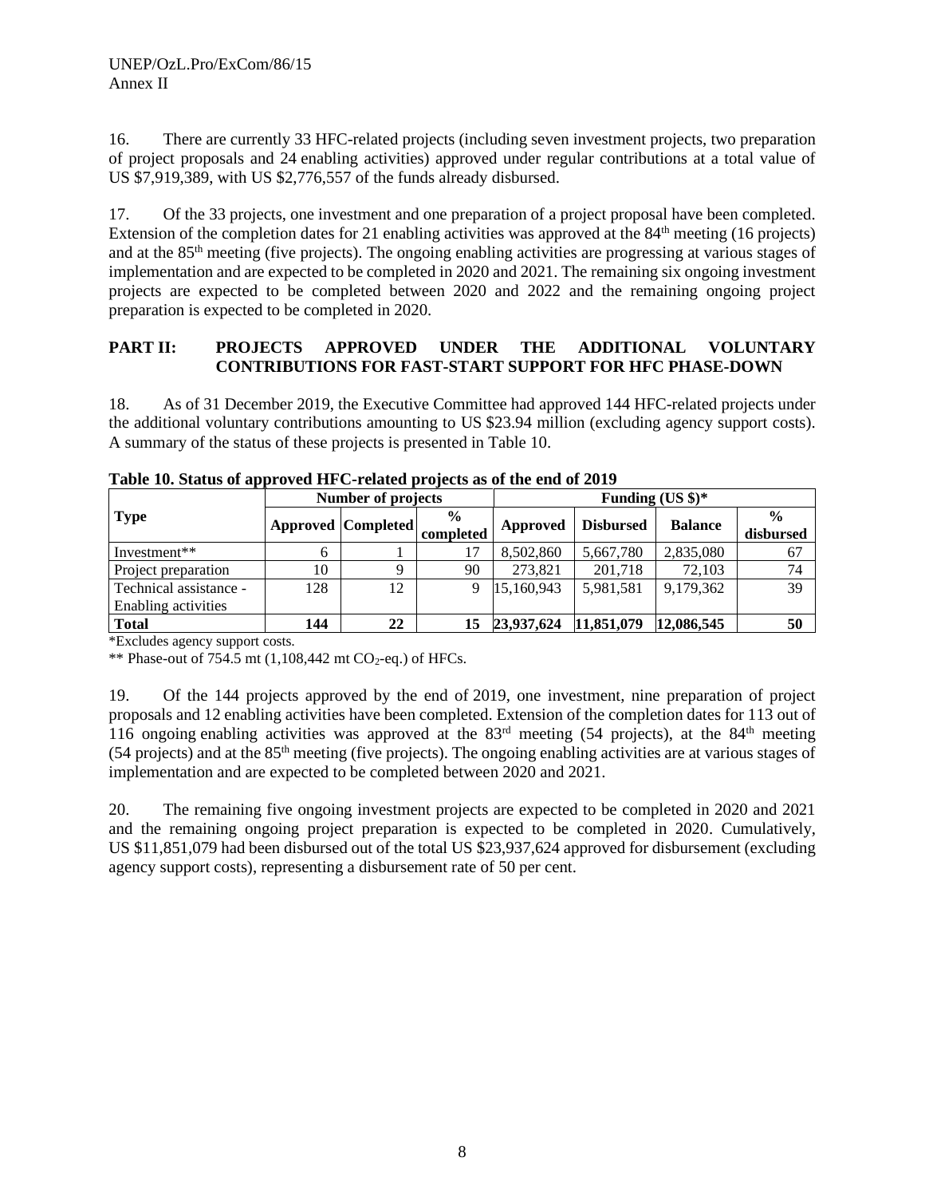16. There are currently 33 HFC-related projects (including seven investment projects, two preparation of project proposals and 24 enabling activities) approved under regular contributions at a total value of US $7,919,389, with US $2,776,557 of the funds already disbursed.

17. Of the 33 projects, one investment and one preparation of a project proposal have been completed. Extension of the completion dates for 21 enabling activities was approved at the 84th meeting (16 projects) and at the 85th meeting (five projects). The ongoing enabling activities are progressing at various stages of implementation and are expected to be completed in 2020 and 2021. The remaining six ongoing investment projects are expected to be completed between 2020 and 2022 and the remaining ongoing project preparation is expected to be completed in 2020.

## PART II: PROJECTS APPROVED UNDER THE ADDITIONAL VOLUNTARY CONTRIBUTIONS FOR FAST-START SUPPORT FOR HFC PHASE-DOWN

18. As of 31 December 2019, the Executive Committee had approved 144 HFC-related projects under the additional voluntary contributions amounting to US $23.94 million (excluding agency support costs). A summary of the status of these projects is presented in Table 10.

**Table 10. Status of approved HFC-related projects as of the end of 2019**

| Type | Number of projects | | | Funding (US $)* | | | |
|---|---|---|---|---|---|---|---|
| | Approved | Completed | % completed | Approved | Disbursed | Balance | % disbursed |
| Investment** | 6 | 1 | 17 | 8,502,860 | 5,667,780 | 2,835,080 | 67 |
| Project preparation | 10 | 9 | 90 | 273,821 | 201,718 | 72,103 | 74 |
| Technical assistance - Enabling activities | 128 | 12 | 9 | 15,160,943 | 5,981,581 | 9,179,362 | 39 |
| **Total** | **144** | **22** | **15** | **23,937,624** | **11,851,079** | **12,086,545** | **50** |

*Excludes agency support costs.

** Phase-out of 754.5 mt (1,108,442 mt $CO_2$-eq.) of HFCs.

19. Of the 144 projects approved by the end of 2019, one investment, nine preparation of project proposals and 12 enabling activities have been completed. Extension of the completion dates for 113 out of 116 ongoing enabling activities was approved at the 83rd meeting (54 projects), at the 84th meeting (54 projects) and at the 85th meeting (five projects). The ongoing enabling activities are at various stages of implementation and are expected to be completed between 2020 and 2021.

20. The remaining five ongoing investment projects are expected to be completed in 2020 and 2021 and the remaining ongoing project preparation is expected to be completed in 2020. Cumulatively, US $11,851,079 had been disbursed out of the total US $23,937,624 approved for disbursement (excluding agency support costs), representing a disbursement rate of 50 per cent.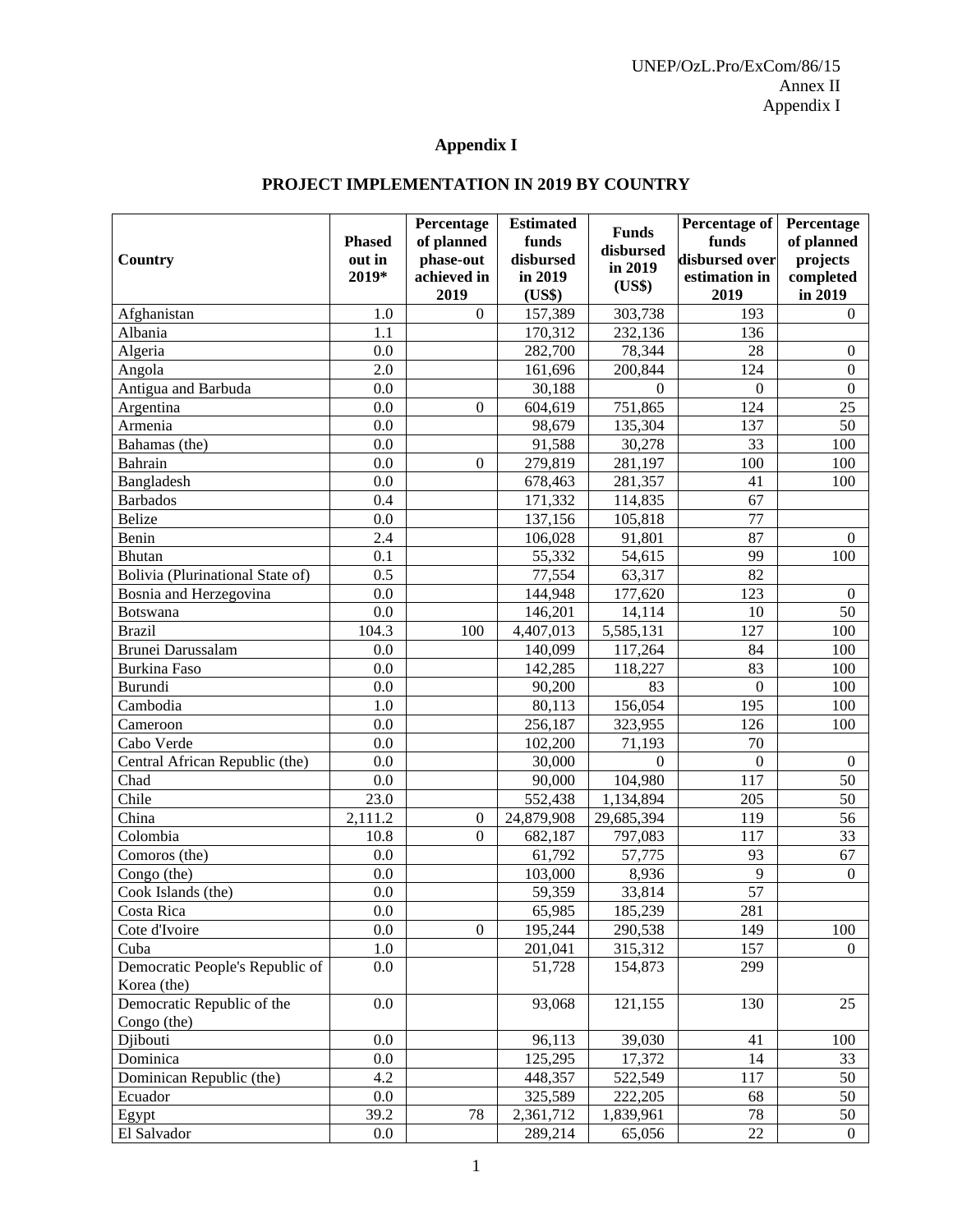# Appendix I

## PROJECT IMPLEMENTATION IN 2019 BY COUNTRY

| Country | Phased out in 2019* | Percentage of planned phase-out achieved in 2019 | Estimated funds disbursed in 2019 (US$) | Funds disbursed in 2019 (US$) | Percentage of funds disbursed over estimation in 2019 | Percentage of planned projects completed in 2019 |
|---|---|---|---|---|---|---|
| Afghanistan | 1.0 | 0 | 157,389 | 303,738 | 193 | 0 |
| Albania | 1.1 | | 170,312 | 232,136 | 136 | |
| Algeria | 0.0 | | 282,700 | 78,344 | 28 | 0 |
| Angola | 2.0 | | 161,696 | 200,844 | 124 | 0 |
| Antigua and Barbuda | 0.0 | | 30,188 | 0 | 0 | 0 |
| Argentina | 0.0 | 0 | 604,619 | 751,865 | 124 | 25 |
| Armenia | 0.0 | | 98,679 | 135,304 | 137 | 50 |
| Bahamas (the) | 0.0 | | 91,588 | 30,278 | 33 | 100 |
| Bahrain | 0.0 | 0 | 279,819 | 281,197 | 100 | 100 |
| Bangladesh | 0.0 | | 678,463 | 281,357 | 41 | 100 |
| Barbados | 0.4 | | 171,332 | 114,835 | 67 | |
| Belize | 0.0 | | 137,156 | 105,818 | 77 | |
| Benin | 2.4 | | 106,028 | 91,801 | 87 | 0 |
| Bhutan | 0.1 | | 55,332 | 54,615 | 99 | 100 |
| Bolivia (Plurinational State of) | 0.5 | | 77,554 | 63,317 | 82 | |
| Bosnia and Herzegovina | 0.0 | | 144,948 | 177,620 | 123 | 0 |
| Botswana | 0.0 | | 146,201 | 14,114 | 10 | 50 |
| Brazil | 104.3 | 100 | 4,407,013 | 5,585,131 | 127 | 100 |
| Brunei Darussalam | 0.0 | | 140,099 | 117,264 | 84 | 100 |
| Burkina Faso | 0.0 | | 142,285 | 118,227 | 83 | 100 |
| Burundi | 0.0 | | 90,200 | 83 | 0 | 100 |
| Cambodia | 1.0 | | 80,113 | 156,054 | 195 | 100 |
| Cameroon | 0.0 | | 256,187 | 323,955 | 126 | 100 |
| Cabo Verde | 0.0 | | 102,200 | 71,193 | 70 | |
| Central African Republic (the) | 0.0 | | 30,000 | 0 | 0 | 0 |
| Chad | 0.0 | | 90,000 | 104,980 | 117 | 50 |
| Chile | 23.0 | | 552,438 | 1,134,894 | 205 | 50 |
| China | 2,111.2 | 0 | 24,879,908 | 29,685,394 | 119 | 56 |
| Colombia | 10.8 | 0 | 682,187 | 797,083 | 117 | 33 |
| Comoros (the) | 0.0 | | 61,792 | 57,775 | 93 | 67 |
| Congo (the) | 0.0 | | 103,000 | 8,936 | 9 | 0 |
| Cook Islands (the) | 0.0 | | 59,359 | 33,814 | 57 | |
| Costa Rica | 0.0 | | 65,985 | 185,239 | 281 | |
| Cote d'Ivoire | 0.0 | 0 | 195,244 | 290,538 | 149 | 100 |
| Cuba | 1.0 | | 201,041 | 315,312 | 157 | 0 |
| Democratic People's Republic of Korea (the) | 0.0 | | 51,728 | 154,873 | 299 | |
| Democratic Republic of the Congo (the) | 0.0 | | 93,068 | 121,155 | 130 | 25 |
| Djibouti | 0.0 | | 96,113 | 39,030 | 41 | 100 |
| Dominica | 0.0 | | 125,295 | 17,372 | 14 | 33 |
| Dominican Republic (the) | 4.2 | | 448,357 | 522,549 | 117 | 50 |
| Ecuador | 0.0 | | 325,589 | 222,205 | 68 | 50 |
| Egypt | 39.2 | 78 | 2,361,712 | 1,839,961 | 78 | 50 |
| El Salvador | 0.0 | | 289,214 | 65,056 | 22 | 0 |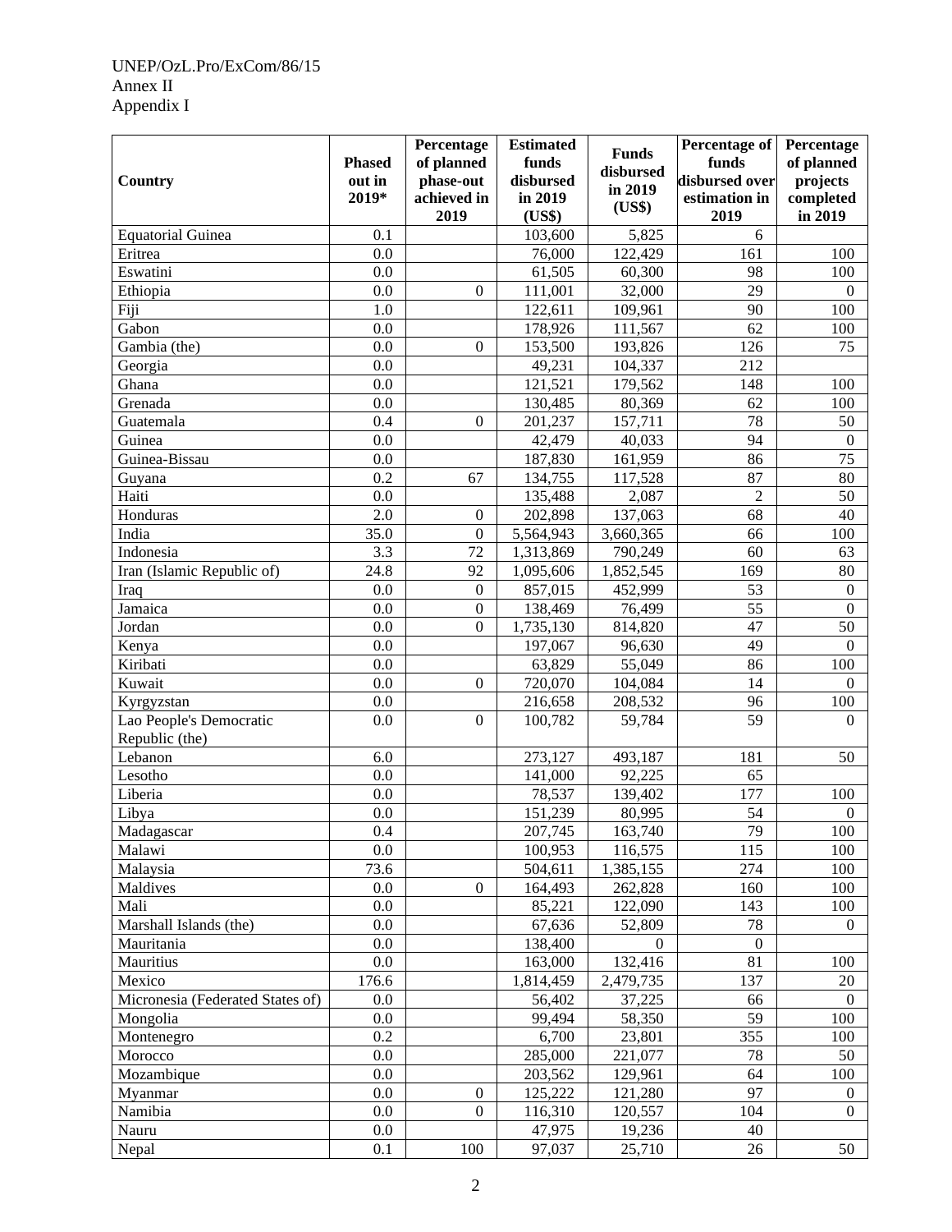| Country | Phased out in 2019* | Percentage of planned phase-out achieved in 2019 | Estimated funds disbursed in 2019 (US$) | Funds disbursed in 2019 (US$) | Percentage of funds disbursed over estimation in 2019 | Percentage of planned projects completed in 2019 |
|---|---|---|---|---|---|---|
| Equatorial Guinea | 0.1 | | 103,600 | 5,825 | 6 | |
| Eritrea | 0.0 | | 76,000 | 122,429 | 161 | 100 |
| Eswatini | 0.0 | | 61,505 | 60,300 | 98 | 100 |
| Ethiopia | 0.0 | 0 | 111,001 | 32,000 | 29 | 0 |
| Fiji | 1.0 | | 122,611 | 109,961 | 90 | 100 |
| Gabon | 0.0 | | 178,926 | 111,567 | 62 | 100 |
| Gambia (the) | 0.0 | 0 | 153,500 | 193,826 | 126 | 75 |
| Georgia | 0.0 | | 49,231 | 104,337 | 212 | |
| Ghana | 0.0 | | 121,521 | 179,562 | 148 | 100 |
| Grenada | 0.0 | | 130,485 | 80,369 | 62 | 100 |
| Guatemala | 0.4 | 0 | 201,237 | 157,711 | 78 | 50 |
| Guinea | 0.0 | | 42,479 | 40,033 | 94 | 0 |
| Guinea-Bissau | 0.0 | | 187,830 | 161,959 | 86 | 75 |
| Guyana | 0.2 | 67 | 134,755 | 117,528 | 87 | 80 |
| Haiti | 0.0 | | 135,488 | 2,087 | 2 | 50 |
| Honduras | 2.0 | 0 | 202,898 | 137,063 | 68 | 40 |
| India | 35.0 | 0 | 5,564,943 | 3,660,365 | 66 | 100 |
| Indonesia | 3.3 | 72 | 1,313,869 | 790,249 | 60 | 63 |
| Iran (Islamic Republic of) | 24.8 | 92 | 1,095,606 | 1,852,545 | 169 | 80 |
| Iraq | 0.0 | 0 | 857,015 | 452,999 | 53 | 0 |
| Jamaica | 0.0 | 0 | 138,469 | 76,499 | 55 | 0 |
| Jordan | 0.0 | 0 | 1,735,130 | 814,820 | 47 | 50 |
| Kenya | 0.0 | | 197,067 | 96,630 | 49 | 0 |
| Kiribati | 0.0 | | 63,829 | 55,049 | 86 | 100 |
| Kuwait | 0.0 | 0 | 720,070 | 104,084 | 14 | 0 |
| Kyrgyzstan | 0.0 | | 216,658 | 208,532 | 96 | 100 |
| Lao People's Democratic Republic (the) | 0.0 | 0 | 100,782 | 59,784 | 59 | 0 |
| Lebanon | 6.0 | | 273,127 | 493,187 | 181 | 50 |
| Lesotho | 0.0 | | 141,000 | 92,225 | 65 | |
| Liberia | 0.0 | | 78,537 | 139,402 | 177 | 100 |
| Libya | 0.0 | | 151,239 | 80,995 | 54 | 0 |
| Madagascar | 0.4 | | 207,745 | 163,740 | 79 | 100 |
| Malawi | 0.0 | | 100,953 | 116,575 | 115 | 100 |
| Malaysia | 73.6 | | 504,611 | 1,385,155 | 274 | 100 |
| Maldives | 0.0 | 0 | 164,493 | 262,828 | 160 | 100 |
| Mali | 0.0 | | 85,221 | 122,090 | 143 | 100 |
| Marshall Islands (the) | 0.0 | | 67,636 | 52,809 | 78 | 0 |
| Mauritania | 0.0 | | 138,400 | 0 | 0 | |
| Mauritius | 0.0 | | 163,000 | 132,416 | 81 | 100 |
| Mexico | 176.6 | | 1,814,459 | 2,479,735 | 137 | 20 |
| Micronesia (Federated States of) | 0.0 | | 56,402 | 37,225 | 66 | 0 |
| Mongolia | 0.0 | | 99,494 | 58,350 | 59 | 100 |
| Montenegro | 0.2 | | 6,700 | 23,801 | 355 | 100 |
| Morocco | 0.0 | | 285,000 | 221,077 | 78 | 50 |
| Mozambique | 0.0 | | 203,562 | 129,961 | 64 | 100 |
| Myanmar | 0.0 | 0 | 125,222 | 121,280 | 97 | 0 |
| Namibia | 0.0 | 0 | 116,310 | 120,557 | 104 | 0 |
| Nauru | 0.0 | | 47,975 | 19,236 | 40 | |
| Nepal | 0.1 | 100 | 97,037 | 25,710 | 26 | 50 |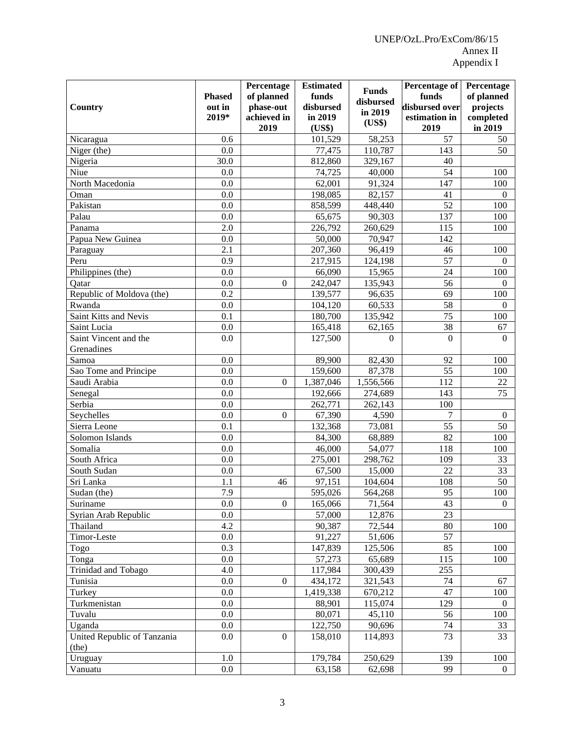| Country | Phased out in 2019* | Percentage of planned phase-out achieved in 2019 | Estimated funds disbursed in 2019 (US$) | Funds disbursed in 2019 (US$) | Percentage of funds disbursed over estimation in 2019 | Percentage of planned projects completed in 2019 |
|---|---|---|---|---|---|---|
| Nicaragua | 0.6 | | 101,529 | 58,253 | 57 | 50 |
| Niger (the) | 0.0 | | 77,475 | 110,787 | 143 | 50 |
| Nigeria | 30.0 | | 812,860 | 329,167 | 40 | |
| Niue | 0.0 | | 74,725 | 40,000 | 54 | 100 |
| North Macedonia | 0.0 | | 62,001 | 91,324 | 147 | 100 |
| Oman | 0.0 | | 198,085 | 82,157 | 41 | 0 |
| Pakistan | 0.0 | | 858,599 | 448,440 | 52 | 100 |
| Palau | 0.0 | | 65,675 | 90,303 | 137 | 100 |
| Panama | 2.0 | | 226,792 | 260,629 | 115 | 100 |
| Papua New Guinea | 0.0 | | 50,000 | 70,947 | 142 | |
| Paraguay | 2.1 | | 207,360 | 96,419 | 46 | 100 |
| Peru | 0.9 | | 217,915 | 124,198 | 57 | 0 |
| Philippines (the) | 0.0 | | 66,090 | 15,965 | 24 | 100 |
| Qatar | 0.0 | 0 | 242,047 | 135,943 | 56 | 0 |
| Republic of Moldova (the) | 0.2 | | 139,577 | 96,635 | 69 | 100 |
| Rwanda | 0.0 | | 104,120 | 60,533 | 58 | 0 |
| Saint Kitts and Nevis | 0.1 | | 180,700 | 135,942 | 75 | 100 |
| Saint Lucia | 0.0 | | 165,418 | 62,165 | 38 | 67 |
| Saint Vincent and the Grenadines | 0.0 | | 127,500 | 0 | 0 | 0 |
| Samoa | 0.0 | | 89,900 | 82,430 | 92 | 100 |
| Sao Tome and Principe | 0.0 | | 159,600 | 87,378 | 55 | 100 |
| Saudi Arabia | 0.0 | 0 | 1,387,046 | 1,556,566 | 112 | 22 |
| Senegal | 0.0 | | 192,666 | 274,689 | 143 | 75 |
| Serbia | 0.0 | | 262,771 | 262,143 | 100 | |
| Seychelles | 0.0 | 0 | 67,390 | 4,590 | 7 | 0 |
| Sierra Leone | 0.1 | | 132,368 | 73,081 | 55 | 50 |
| Solomon Islands | 0.0 | | 84,300 | 68,889 | 82 | 100 |
| Somalia | 0.0 | | 46,000 | 54,077 | 118 | 100 |
| South Africa | 0.0 | | 275,001 | 298,762 | 109 | 33 |
| South Sudan | 0.0 | | 67,500 | 15,000 | 22 | 33 |
| Sri Lanka | 1.1 | 46 | 97,151 | 104,604 | 108 | 50 |
| Sudan (the) | 7.9 | | 595,026 | 564,268 | 95 | 100 |
| Suriname | 0.0 | 0 | 165,066 | 71,564 | 43 | 0 |
| Syrian Arab Republic | 0.0 | | 57,000 | 12,876 | 23 | |
| Thailand | 4.2 | | 90,387 | 72,544 | 80 | 100 |
| Timor-Leste | 0.0 | | 91,227 | 51,606 | 57 | |
| Togo | 0.3 | | 147,839 | 125,506 | 85 | 100 |
| Tonga | 0.0 | | 57,273 | 65,689 | 115 | 100 |
| Trinidad and Tobago | 4.0 | | 117,984 | 300,439 | 255 | |
| Tunisia | 0.0 | 0 | 434,172 | 321,543 | 74 | 67 |
| Turkey | 0.0 | | 1,419,338 | 670,212 | 47 | 100 |
| Turkmenistan | 0.0 | | 88,901 | 115,074 | 129 | 0 |
| Tuvalu | 0.0 | | 80,071 | 45,110 | 56 | 100 |
| Uganda | 0.0 | | 122,750 | 90,696 | 74 | 33 |
| United Republic of Tanzania (the) | 0.0 | 0 | 158,010 | 114,893 | 73 | 33 |
| Uruguay | 1.0 | | 179,784 | 250,629 | 139 | 100 |
| Vanuatu | 0.0 | | 63,158 | 62,698 | 99 | 0 |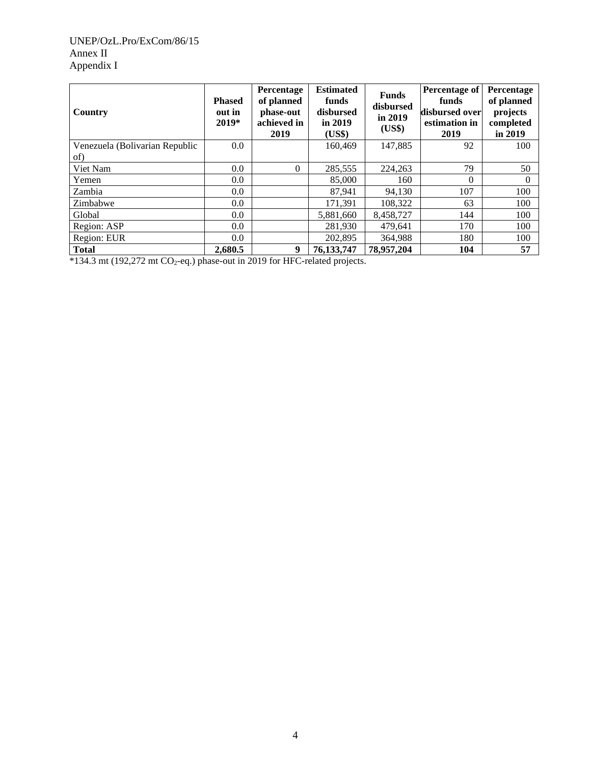| Country | Phased out in 2019* | Percentage of planned phase-out achieved in 2019 | Estimated funds disbursed in 2019 (US$) | Funds disbursed in 2019 (US$) | Percentage of funds disbursed over estimation in 2019 | Percentage of planned projects completed in 2019 |
|---|---|---|---|---|---|---|
| Venezuela (Bolivarian Republic of) | 0.0 | | 160,469 | 147,885 | 92 | 100 |
| Viet Nam | 0.0 | 0 | 285,555 | 224,263 | 79 | 50 |
| Yemen | 0.0 | | 85,000 | 160 | 0 | 0 |
| Zambia | 0.0 | | 87,941 | 94,130 | 107 | 100 |
| Zimbabwe | 0.0 | | 171,391 | 108,322 | 63 | 100 |
| Global | 0.0 | | 5,881,660 | 8,458,727 | 144 | 100 |
| Region: ASP | 0.0 | | 281,930 | 479,641 | 170 | 100 |
| Region: EUR | 0.0 | | 202,895 | 364,988 | 180 | 100 |
| **Total** | **2,680.5** | **9** | **76,133,747** | **78,957,204** | **104** | **57** |

*134.3 mt (192,272 mt $CO_2$-eq.) phase-out in 2019 for HFC-related projects.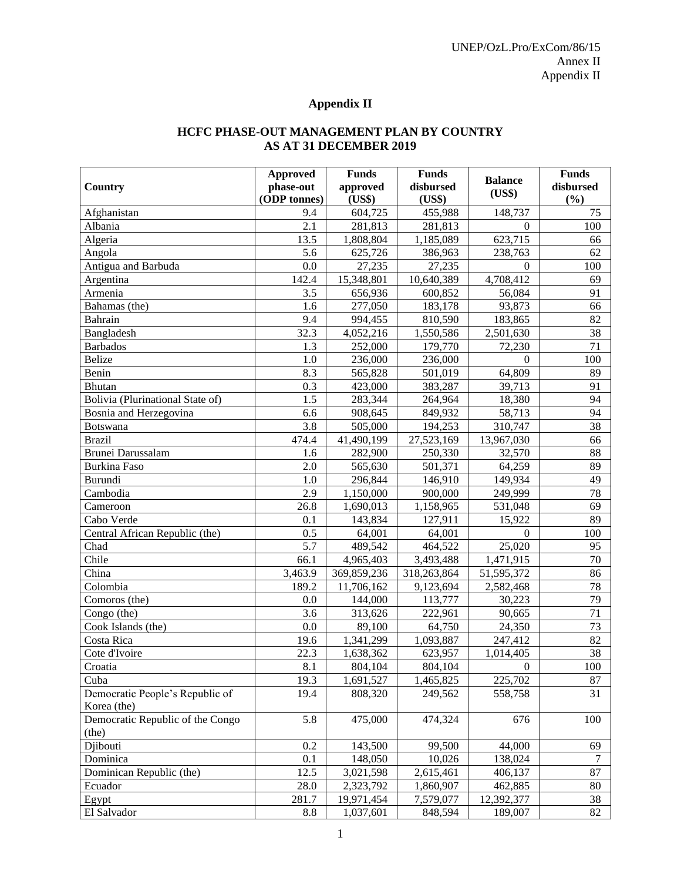# Appendix II

## HCFC PHASE-OUT MANAGEMENT PLAN BY COUNTRY AS AT 31 DECEMBER 2019

| Country | Approved phase-out (ODP tonnes) | Funds approved (US$) | Funds disbursed (US$) | Balance (US$) | Funds disbursed (%) |
|---|---|---|---|---|---|
| Afghanistan | 9.4 | 604,725 | 455,988 | 148,737 | 75 |
| Albania | 2.1 | 281,813 | 281,813 | 0 | 100 |
| Algeria | 13.5 | 1,808,804 | 1,185,089 | 623,715 | 66 |
| Angola | 5.6 | 625,726 | 386,963 | 238,763 | 62 |
| Antigua and Barbuda | 0.0 | 27,235 | 27,235 | 0 | 100 |
| Argentina | 142.4 | 15,348,801 | 10,640,389 | 4,708,412 | 69 |
| Armenia | 3.5 | 656,936 | 600,852 | 56,084 | 91 |
| Bahamas (the) | 1.6 | 277,050 | 183,178 | 93,873 | 66 |
| Bahrain | 9.4 | 994,455 | 810,590 | 183,865 | 82 |
| Bangladesh | 32.3 | 4,052,216 | 1,550,586 | 2,501,630 | 38 |
| Barbados | 1.3 | 252,000 | 179,770 | 72,230 | 71 |
| Belize | 1.0 | 236,000 | 236,000 | 0 | 100 |
| Benin | 8.3 | 565,828 | 501,019 | 64,809 | 89 |
| Bhutan | 0.3 | 423,000 | 383,287 | 39,713 | 91 |
| Bolivia (Plurinational State of) | 1.5 | 283,344 | 264,964 | 18,380 | 94 |
| Bosnia and Herzegovina | 6.6 | 908,645 | 849,932 | 58,713 | 94 |
| Botswana | 3.8 | 505,000 | 194,253 | 310,747 | 38 |
| Brazil | 474.4 | 41,490,199 | 27,523,169 | 13,967,030 | 66 |
| Brunei Darussalam | 1.6 | 282,900 | 250,330 | 32,570 | 88 |
| Burkina Faso | 2.0 | 565,630 | 501,371 | 64,259 | 89 |
| Burundi | 1.0 | 296,844 | 146,910 | 149,934 | 49 |
| Cambodia | 2.9 | 1,150,000 | 900,000 | 249,999 | 78 |
| Cameroon | 26.8 | 1,690,013 | 1,158,965 | 531,048 | 69 |
| Cabo Verde | 0.1 | 143,834 | 127,911 | 15,922 | 89 |
| Central African Republic (the) | 0.5 | 64,001 | 64,001 | 0 | 100 |
| Chad | 5.7 | 489,542 | 464,522 | 25,020 | 95 |
| Chile | 66.1 | 4,965,403 | 3,493,488 | 1,471,915 | 70 |
| China | 3,463.9 | 369,859,236 | 318,263,864 | 51,595,372 | 86 |
| Colombia | 189.2 | 11,706,162 | 9,123,694 | 2,582,468 | 78 |
| Comoros (the) | 0.0 | 144,000 | 113,777 | 30,223 | 79 |
| Congo (the) | 3.6 | 313,626 | 222,961 | 90,665 | 71 |
| Cook Islands (the) | 0.0 | 89,100 | 64,750 | 24,350 | 73 |
| Costa Rica | 19.6 | 1,341,299 | 1,093,887 | 247,412 | 82 |
| Cote d'Ivoire | 22.3 | 1,638,362 | 623,957 | 1,014,405 | 38 |
| Croatia | 8.1 | 804,104 | 804,104 | 0 | 100 |
| Cuba | 19.3 | 1,691,527 | 1,465,825 | 225,702 | 87 |
| Democratic People's Republic of Korea (the) | 19.4 | 808,320 | 249,562 | 558,758 | 31 |
| Democratic Republic of the Congo (the) | 5.8 | 475,000 | 474,324 | 676 | 100 |
| Djibouti | 0.2 | 143,500 | 99,500 | 44,000 | 69 |
| Dominica | 0.1 | 148,050 | 10,026 | 138,024 | 7 |
| Dominican Republic (the) | 12.5 | 3,021,598 | 2,615,461 | 406,137 | 87 |
| Ecuador | 28.0 | 2,323,792 | 1,860,907 | 462,885 | 80 |
| Egypt | 281.7 | 19,971,454 | 7,579,077 | 12,392,377 | 38 |
| El Salvador | 8.8 | 1,037,601 | 848,594 | 189,007 | 82 |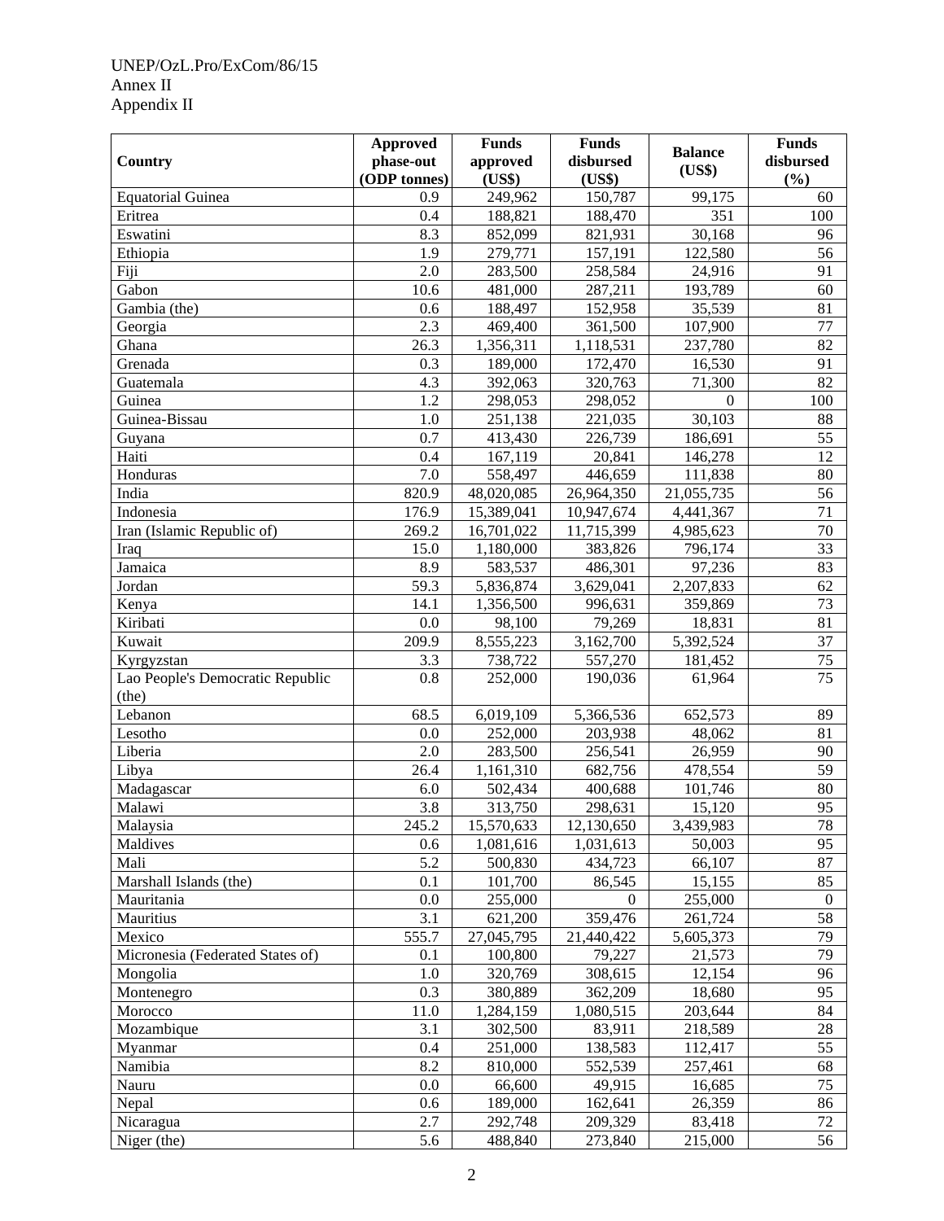| Country | Approved phase-out (ODP tonnes) | Funds approved (US$) | Funds disbursed (US$) | Balance (US$) | Funds disbursed (%) |
|---|---|---|---|---|---|
| Equatorial Guinea | 0.9 | 249,962 | 150,787 | 99,175 | 60 |
| Eritrea | 0.4 | 188,821 | 188,470 | 351 | 100 |
| Eswatini | 8.3 | 852,099 | 821,931 | 30,168 | 96 |
| Ethiopia | 1.9 | 279,771 | 157,191 | 122,580 | 56 |
| Fiji | 2.0 | 283,500 | 258,584 | 24,916 | 91 |
| Gabon | 10.6 | 481,000 | 287,211 | 193,789 | 60 |
| Gambia (the) | 0.6 | 188,497 | 152,958 | 35,539 | 81 |
| Georgia | 2.3 | 469,400 | 361,500 | 107,900 | 77 |
| Ghana | 26.3 | 1,356,311 | 1,118,531 | 237,780 | 82 |
| Grenada | 0.3 | 189,000 | 172,470 | 16,530 | 91 |
| Guatemala | 4.3 | 392,063 | 320,763 | 71,300 | 82 |
| Guinea | 1.2 | 298,053 | 298,052 | 0 | 100 |
| Guinea-Bissau | 1.0 | 251,138 | 221,035 | 30,103 | 88 |
| Guyana | 0.7 | 413,430 | 226,739 | 186,691 | 55 |
| Haiti | 0.4 | 167,119 | 20,841 | 146,278 | 12 |
| Honduras | 7.0 | 558,497 | 446,659 | 111,838 | 80 |
| India | 820.9 | 48,020,085 | 26,964,350 | 21,055,735 | 56 |
| Indonesia | 176.9 | 15,389,041 | 10,947,674 | 4,441,367 | 71 |
| Iran (Islamic Republic of) | 269.2 | 16,701,022 | 11,715,399 | 4,985,623 | 70 |
| Iraq | 15.0 | 1,180,000 | 383,826 | 796,174 | 33 |
| Jamaica | 8.9 | 583,537 | 486,301 | 97,236 | 83 |
| Jordan | 59.3 | 5,836,874 | 3,629,041 | 2,207,833 | 62 |
| Kenya | 14.1 | 1,356,500 | 996,631 | 359,869 | 73 |
| Kiribati | 0.0 | 98,100 | 79,269 | 18,831 | 81 |
| Kuwait | 209.9 | 8,555,223 | 3,162,700 | 5,392,524 | 37 |
| Kyrgyzstan | 3.3 | 738,722 | 557,270 | 181,452 | 75 |
| Lao People's Democratic Republic (the) | 0.8 | 252,000 | 190,036 | 61,964 | 75 |
| Lebanon | 68.5 | 6,019,109 | 5,366,536 | 652,573 | 89 |
| Lesotho | 0.0 | 252,000 | 203,938 | 48,062 | 81 |
| Liberia | 2.0 | 283,500 | 256,541 | 26,959 | 90 |
| Libya | 26.4 | 1,161,310 | 682,756 | 478,554 | 59 |
| Madagascar | 6.0 | 502,434 | 400,688 | 101,746 | 80 |
| Malawi | 3.8 | 313,750 | 298,631 | 15,120 | 95 |
| Malaysia | 245.2 | 15,570,633 | 12,130,650 | 3,439,983 | 78 |
| Maldives | 0.6 | 1,081,616 | 1,031,613 | 50,003 | 95 |
| Mali | 5.2 | 500,830 | 434,723 | 66,107 | 87 |
| Marshall Islands (the) | 0.1 | 101,700 | 86,545 | 15,155 | 85 |
| Mauritania | 0.0 | 255,000 | 0 | 255,000 | 0 |
| Mauritius | 3.1 | 621,200 | 359,476 | 261,724 | 58 |
| Mexico | 555.7 | 27,045,795 | 21,440,422 | 5,605,373 | 79 |
| Micronesia (Federated States of) | 0.1 | 100,800 | 79,227 | 21,573 | 79 |
| Mongolia | 1.0 | 320,769 | 308,615 | 12,154 | 96 |
| Montenegro | 0.3 | 380,889 | 362,209 | 18,680 | 95 |
| Morocco | 11.0 | 1,284,159 | 1,080,515 | 203,644 | 84 |
| Mozambique | 3.1 | 302,500 | 83,911 | 218,589 | 28 |
| Myanmar | 0.4 | 251,000 | 138,583 | 112,417 | 55 |
| Namibia | 8.2 | 810,000 | 552,539 | 257,461 | 68 |
| Nauru | 0.0 | 66,600 | 49,915 | 16,685 | 75 |
| Nepal | 0.6 | 189,000 | 162,641 | 26,359 | 86 |
| Nicaragua | 2.7 | 292,748 | 209,329 | 83,418 | 72 |
| Niger (the) | 5.6 | 488,840 | 273,840 | 215,000 | 56 |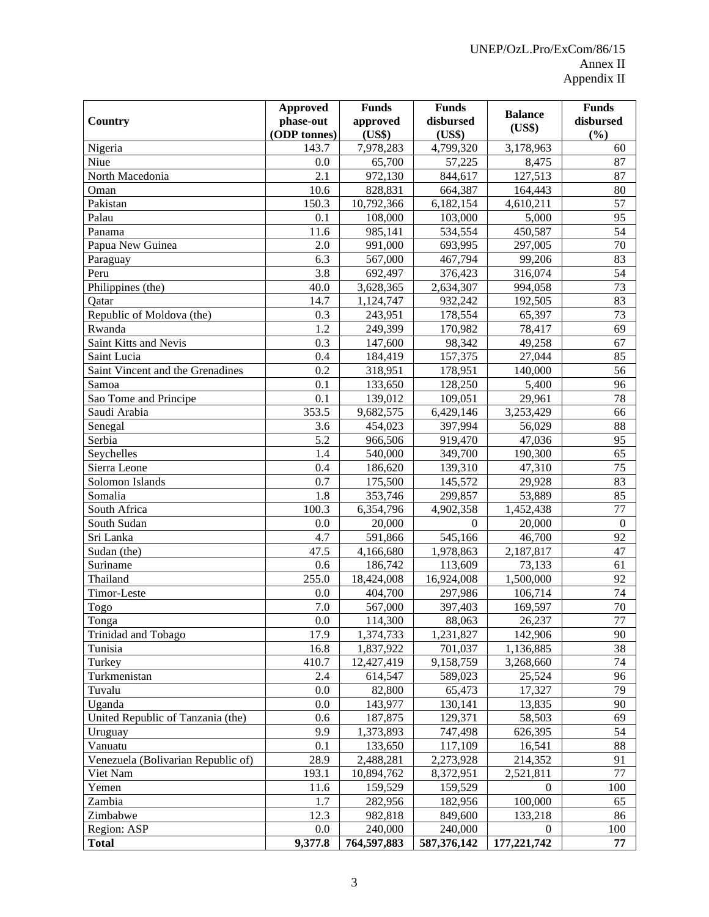| Country | Approved phase-out (ODP tonnes) | Funds approved (US$) | Funds disbursed (US$) | Balance (US$) | Funds disbursed (%) |
|---|---|---|---|---|---|
| Nigeria | 143.7 | 7,978,283 | 4,799,320 | 3,178,963 | 60 |
| Niue | 0.0 | 65,700 | 57,225 | 8,475 | 87 |
| North Macedonia | 2.1 | 972,130 | 844,617 | 127,513 | 87 |
| Oman | 10.6 | 828,831 | 664,387 | 164,443 | 80 |
| Pakistan | 150.3 | 10,792,366 | 6,182,154 | 4,610,211 | 57 |
| Palau | 0.1 | 108,000 | 103,000 | 5,000 | 95 |
| Panama | 11.6 | 985,141 | 534,554 | 450,587 | 54 |
| Papua New Guinea | 2.0 | 991,000 | 693,995 | 297,005 | 70 |
| Paraguay | 6.3 | 567,000 | 467,794 | 99,206 | 83 |
| Peru | 3.8 | 692,497 | 376,423 | 316,074 | 54 |
| Philippines (the) | 40.0 | 3,628,365 | 2,634,307 | 994,058 | 73 |
| Qatar | 14.7 | 1,124,747 | 932,242 | 192,505 | 83 |
| Republic of Moldova (the) | 0.3 | 243,951 | 178,554 | 65,397 | 73 |
| Rwanda | 1.2 | 249,399 | 170,982 | 78,417 | 69 |
| Saint Kitts and Nevis | 0.3 | 147,600 | 98,342 | 49,258 | 67 |
| Saint Lucia | 0.4 | 184,419 | 157,375 | 27,044 | 85 |
| Saint Vincent and the Grenadines | 0.2 | 318,951 | 178,951 | 140,000 | 56 |
| Samoa | 0.1 | 133,650 | 128,250 | 5,400 | 96 |
| Sao Tome and Principe | 0.1 | 139,012 | 109,051 | 29,961 | 78 |
| Saudi Arabia | 353.5 | 9,682,575 | 6,429,146 | 3,253,429 | 66 |
| Senegal | 3.6 | 454,023 | 397,994 | 56,029 | 88 |
| Serbia | 5.2 | 966,506 | 919,470 | 47,036 | 95 |
| Seychelles | 1.4 | 540,000 | 349,700 | 190,300 | 65 |
| Sierra Leone | 0.4 | 186,620 | 139,310 | 47,310 | 75 |
| Solomon Islands | 0.7 | 175,500 | 145,572 | 29,928 | 83 |
| Somalia | 1.8 | 353,746 | 299,857 | 53,889 | 85 |
| South Africa | 100.3 | 6,354,796 | 4,902,358 | 1,452,438 | 77 |
| South Sudan | 0.0 | 20,000 | 0 | 20,000 | 0 |
| Sri Lanka | 4.7 | 591,866 | 545,166 | 46,700 | 92 |
| Sudan (the) | 47.5 | 4,166,680 | 1,978,863 | 2,187,817 | 47 |
| Suriname | 0.6 | 186,742 | 113,609 | 73,133 | 61 |
| Thailand | 255.0 | 18,424,008 | 16,924,008 | 1,500,000 | 92 |
| Timor-Leste | 0.0 | 404,700 | 297,986 | 106,714 | 74 |
| Togo | 7.0 | 567,000 | 397,403 | 169,597 | 70 |
| Tonga | 0.0 | 114,300 | 88,063 | 26,237 | 77 |
| Trinidad and Tobago | 17.9 | 1,374,733 | 1,231,827 | 142,906 | 90 |
| Tunisia | 16.8 | 1,837,922 | 701,037 | 1,136,885 | 38 |
| Turkey | 410.7 | 12,427,419 | 9,158,759 | 3,268,660 | 74 |
| Turkmenistan | 2.4 | 614,547 | 589,023 | 25,524 | 96 |
| Tuvalu | 0.0 | 82,800 | 65,473 | 17,327 | 79 |
| Uganda | 0.0 | 143,977 | 130,141 | 13,835 | 90 |
| United Republic of Tanzania (the) | 0.6 | 187,875 | 129,371 | 58,503 | 69 |
| Uruguay | 9.9 | 1,373,893 | 747,498 | 626,395 | 54 |
| Vanuatu | 0.1 | 133,650 | 117,109 | 16,541 | 88 |
| Venezuela (Bolivarian Republic of) | 28.9 | 2,488,281 | 2,273,928 | 214,352 | 91 |
| Viet Nam | 193.1 | 10,894,762 | 8,372,951 | 2,521,811 | 77 |
| Yemen | 11.6 | 159,529 | 159,529 | 0 | 100 |
| Zambia | 1.7 | 282,956 | 182,956 | 100,000 | 65 |
| Zimbabwe | 12.3 | 982,818 | 849,600 | 133,218 | 86 |
| Region: ASP | 0.0 | 240,000 | 240,000 | 0 | 100 |
| **Total** | **9,377.8** | **764,597,883** | **587,376,142** | **177,221,742** | **77** |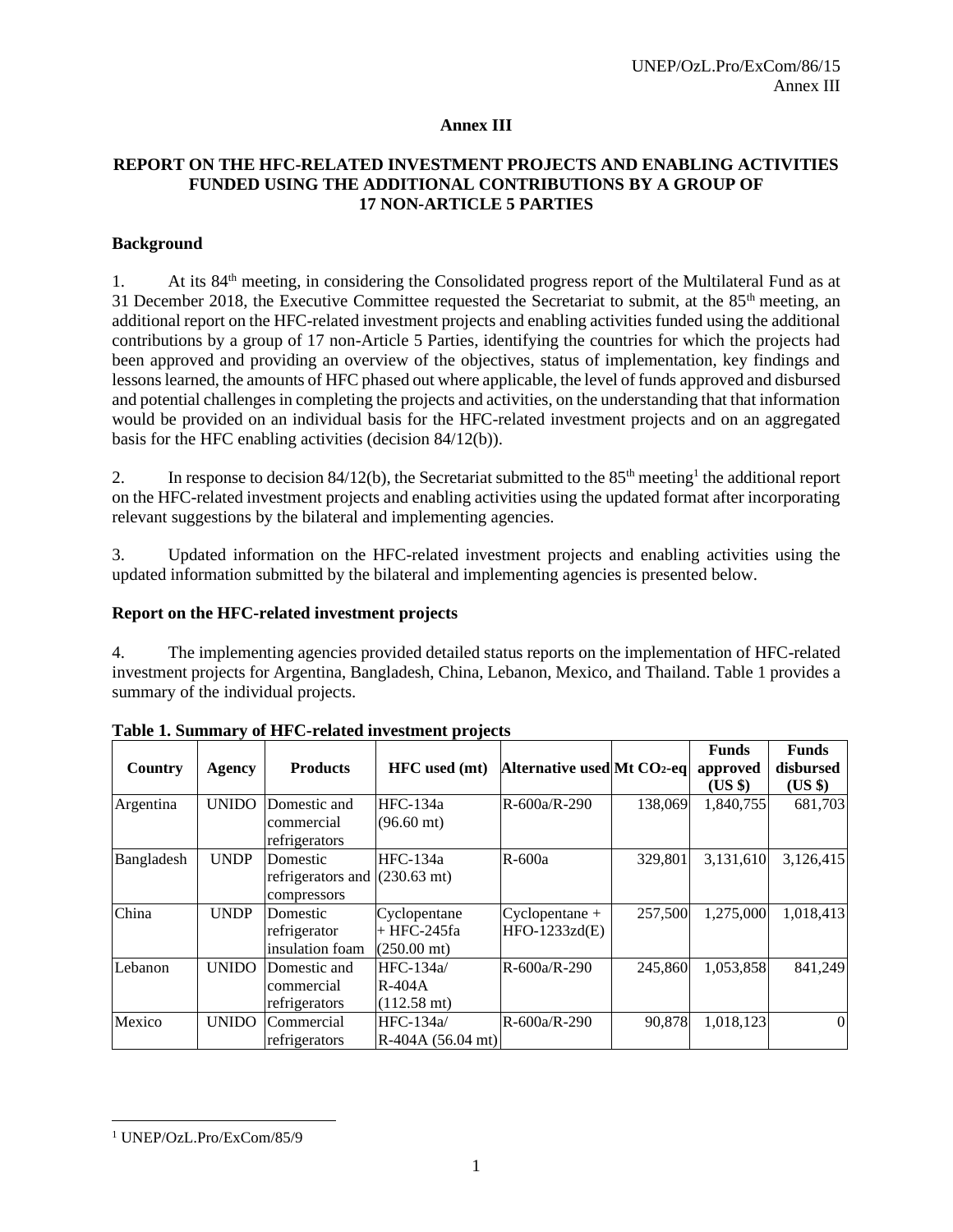# Annex III

## REPORT ON THE HFC-RELATED INVESTMENT PROJECTS AND ENABLING ACTIVITIES FUNDED USING THE ADDITIONAL CONTRIBUTIONS BY A GROUP OF 17 NON-ARTICLE 5 PARTIES

### Background

1. At its 84th meeting, in considering the Consolidated progress report of the Multilateral Fund as at 31 December 2018, the Executive Committee requested the Secretariat to submit, at the 85th meeting, an additional report on the HFC-related investment projects and enabling activities funded using the additional contributions by a group of 17 non-Article 5 Parties, identifying the countries for which the projects had been approved and providing an overview of the objectives, status of implementation, key findings and lessons learned, the amounts of HFC phased out where applicable, the level of funds approved and disbursed and potential challenges in completing the projects and activities, on the understanding that that information would be provided on an individual basis for the HFC-related investment projects and on an aggregated basis for the HFC enabling activities (decision 84/12(b)).

2. In response to decision 84/12(b), the Secretariat submitted to the 85th meeting[1] the additional report on the HFC-related investment projects and enabling activities using the updated format after incorporating relevant suggestions by the bilateral and implementing agencies.

3. Updated information on the HFC-related investment projects and enabling activities using the updated information submitted by the bilateral and implementing agencies is presented below.

### Report on the HFC-related investment projects

4. The implementing agencies provided detailed status reports on the implementation of HFC-related investment projects for Argentina, Bangladesh, China, Lebanon, Mexico, and Thailand. Table 1 provides a summary of the individual projects.

**Table 1. Summary of HFC-related investment projects**

| Country | Agency | Products | HFC used (mt) | Alternative used | Mt $CO_2$-eq | Funds approved (US $) | Funds disbursed (US $) |
|---|---|---|---|---|---|---|---|
| Argentina | UNIDO | Domestic and commercial refrigerators | HFC-134a (96.60 mt) | R-600a/R-290 | 138,069 | 1,840,755 | 681,703 |
| Bangladesh | UNDP | Domestic refrigerators and compressors | HFC-134a (230.63 mt) | R-600a | 329,801 | 3,131,610 | 3,126,415 |
| China | UNDP | Domestic refrigerator insulation foam | Cyclopentane + HFC-245fa (250.00 mt) | Cyclopentane + HFO-1233zd(E) | 257,500 | 1,275,000 | 1,018,413 |
| Lebanon | UNIDO | Domestic and commercial refrigerators | HFC-134a/ R-404A (112.58 mt) | R-600a/R-290 | 245,860 | 1,053,858 | 841,249 |
| Mexico | UNIDO | Commercial refrigerators | HFC-134a/ R-404A (56.04 mt) | R-600a/R-290 | 90,878 | 1,018,123 | 0 |

[1] UNEP/OzL.Pro/ExCom/85/9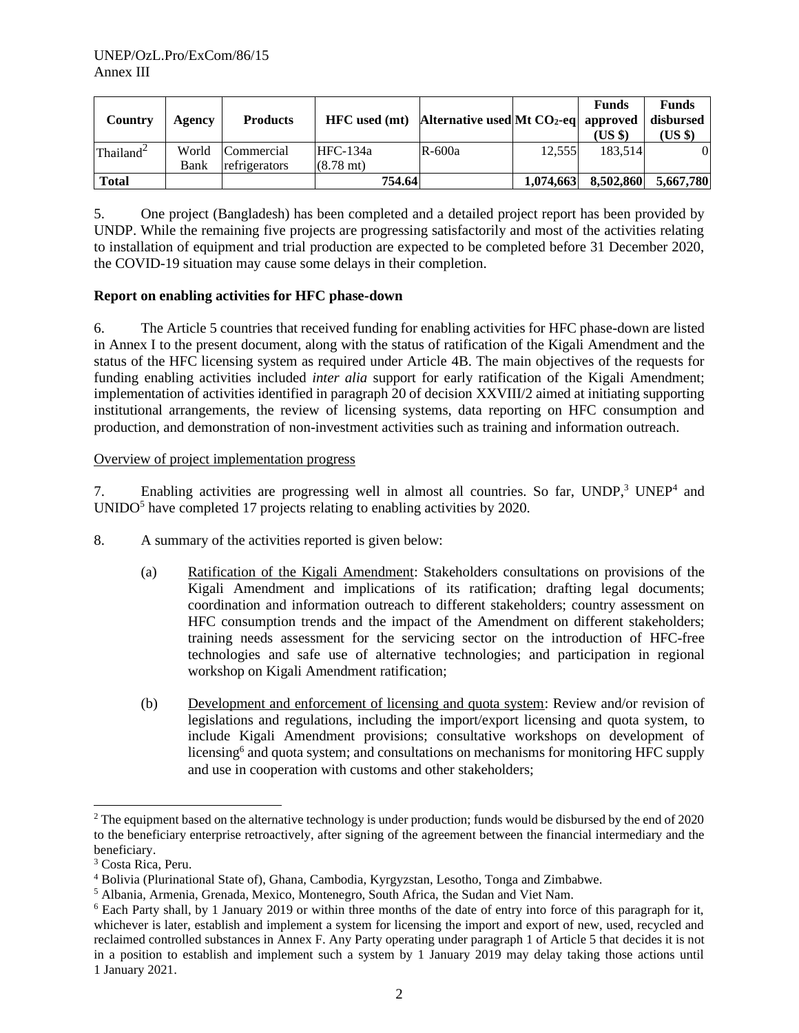| Country | Agency | Products | HFC used (mt) | Alternative used | Mt $CO_2$-eq | Funds approved (US $) | Funds disbursed (US $) |
|---|---|---|---|---|---|---|---|
| Thailand[2] | World Bank | Commercial refrigerators | HFC-134a (8.78 mt) | R-600a | 12,555 | 183,514 | 0 |
| **Total** | | | **754.64** | | **1,074,663** | **8,502,860** | **5,667,780** |

5. One project (Bangladesh) has been completed and a detailed project report has been provided by UNDP. While the remaining five projects are progressing satisfactorily and most of the activities relating to installation of equipment and trial production are expected to be completed before 31 December 2020, the COVID-19 situation may cause some delays in their completion.

**Report on enabling activities for HFC phase-down**

6. The Article 5 countries that received funding for enabling activities for HFC phase-down are listed in Annex I to the present document, along with the status of ratification of the Kigali Amendment and the status of the HFC licensing system as required under Article 4B. The main objectives of the requests for funding enabling activities included *inter alia* support for early ratification of the Kigali Amendment; implementation of activities identified in paragraph 20 of decision XXVIII/2 aimed at initiating supporting institutional arrangements, the review of licensing systems, data reporting on HFC consumption and production, and demonstration of non-investment activities such as training and information outreach.

Overview of project implementation progress

7. Enabling activities are progressing well in almost all countries. So far, UNDP,[3] UNEP[4] and UNIDO[5] have completed 17 projects relating to enabling activities by 2020.

8. A summary of the activities reported is given below:

(a) Ratification of the Kigali Amendment: Stakeholders consultations on provisions of the Kigali Amendment and implications of its ratification; drafting legal documents; coordination and information outreach to different stakeholders; country assessment on HFC consumption trends and the impact of the Amendment on different stakeholders; training needs assessment for the servicing sector on the introduction of HFC-free technologies and safe use of alternative technologies; and participation in regional workshop on Kigali Amendment ratification;

(b) Development and enforcement of licensing and quota system: Review and/or revision of legislations and regulations, including the import/export licensing and quota system, to include Kigali Amendment provisions; consultative workshops on development of licensing[6] and quota system; and consultations on mechanisms for monitoring HFC supply and use in cooperation with customs and other stakeholders;

[2] The equipment based on the alternative technology is under production; funds would be disbursed by the end of 2020 to the beneficiary enterprise retroactively, after signing of the agreement between the financial intermediary and the beneficiary.

[3] Costa Rica, Peru.

[4] Bolivia (Plurinational State of), Ghana, Cambodia, Kyrgyzstan, Lesotho, Tonga and Zimbabwe.

[5] Albania, Armenia, Grenada, Mexico, Montenegro, South Africa, the Sudan and Viet Nam.

[6] Each Party shall, by 1 January 2019 or within three months of the date of entry into force of this paragraph for it, whichever is later, establish and implement a system for licensing the import and export of new, used, recycled and reclaimed controlled substances in Annex F. Any Party operating under paragraph 1 of Article 5 that decides it is not in a position to establish and implement such a system by 1 January 2019 may delay taking those actions until 1 January 2021.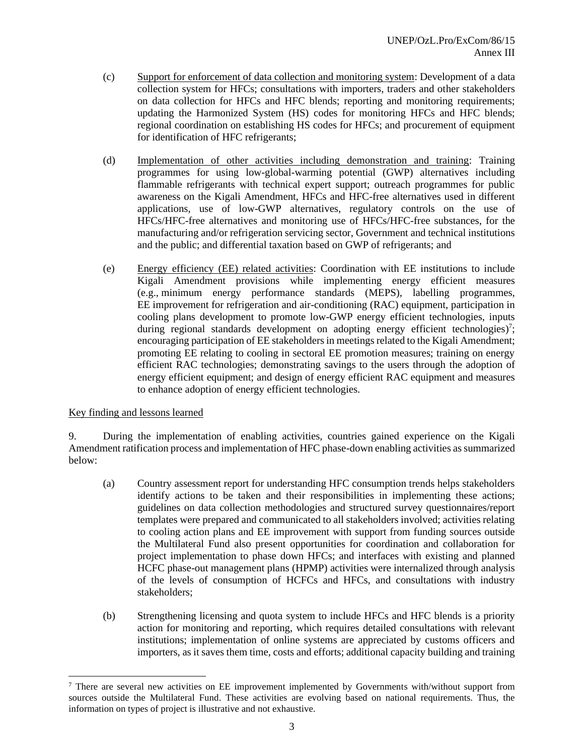(c) Support for enforcement of data collection and monitoring system: Development of a data collection system for HFCs; consultations with importers, traders and other stakeholders on data collection for HFCs and HFC blends; reporting and monitoring requirements; updating the Harmonized System (HS) codes for monitoring HFCs and HFC blends; regional coordination on establishing HS codes for HFCs; and procurement of equipment for identification of HFC refrigerants;

(d) Implementation of other activities including demonstration and training: Training programmes for using low-global-warming potential (GWP) alternatives including flammable refrigerants with technical expert support; outreach programmes for public awareness on the Kigali Amendment, HFCs and HFC-free alternatives used in different applications, use of low-GWP alternatives, regulatory controls on the use of HFCs/HFC-free alternatives and monitoring use of HFCs/HFC-free substances, for the manufacturing and/or refrigeration servicing sector, Government and technical institutions and the public; and differential taxation based on GWP of refrigerants; and

(e) Energy efficiency (EE) related activities: Coordination with EE institutions to include Kigali Amendment provisions while implementing energy efficient measures (e.g., minimum energy performance standards (MEPS), labelling programmes, EE improvement for refrigeration and air-conditioning (RAC) equipment, participation in cooling plans development to promote low-GWP energy efficient technologies, inputs during regional standards development on adopting energy efficient technologies)[7]; encouraging participation of EE stakeholders in meetings related to the Kigali Amendment; promoting EE relating to cooling in sectoral EE promotion measures; training on energy efficient RAC technologies; demonstrating savings to the users through the adoption of energy efficient equipment; and design of energy efficient RAC equipment and measures to enhance adoption of energy efficient technologies.

Key finding and lessons learned

9. During the implementation of enabling activities, countries gained experience on the Kigali Amendment ratification process and implementation of HFC phase-down enabling activities as summarized below:

(a) Country assessment report for understanding HFC consumption trends helps stakeholders identify actions to be taken and their responsibilities in implementing these actions; guidelines on data collection methodologies and structured survey questionnaires/report templates were prepared and communicated to all stakeholders involved; activities relating to cooling action plans and EE improvement with support from funding sources outside the Multilateral Fund also present opportunities for coordination and collaboration for project implementation to phase down HFCs; and interfaces with existing and planned HCFC phase-out management plans (HPMP) activities were internalized through analysis of the levels of consumption of HCFCs and HFCs, and consultations with industry stakeholders;

(b) Strengthening licensing and quota system to include HFCs and HFC blends is a priority action for monitoring and reporting, which requires detailed consultations with relevant institutions; implementation of online systems are appreciated by customs officers and importers, as it saves them time, costs and efforts; additional capacity building and training

[7] There are several new activities on EE improvement implemented by Governments with/without support from sources outside the Multilateral Fund. These activities are evolving based on national requirements. Thus, the information on types of project is illustrative and not exhaustive.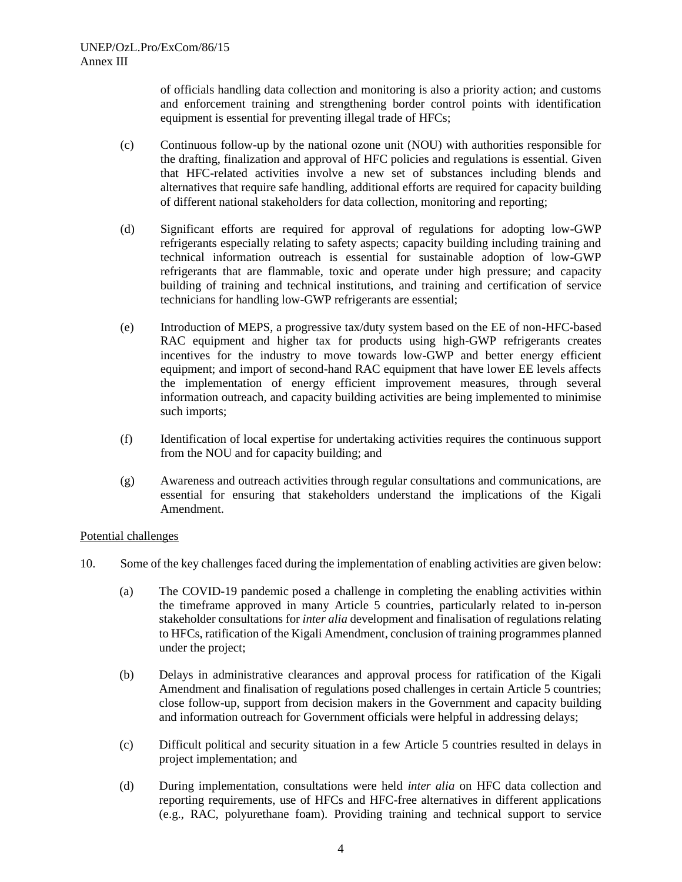of officials handling data collection and monitoring is also a priority action; and customs and enforcement training and strengthening border control points with identification equipment is essential for preventing illegal trade of HFCs;

(c) Continuous follow-up by the national ozone unit (NOU) with authorities responsible for the drafting, finalization and approval of HFC policies and regulations is essential. Given that HFC-related activities involve a new set of substances including blends and alternatives that require safe handling, additional efforts are required for capacity building of different national stakeholders for data collection, monitoring and reporting;

(d) Significant efforts are required for approval of regulations for adopting low-GWP refrigerants especially relating to safety aspects; capacity building including training and technical information outreach is essential for sustainable adoption of low-GWP refrigerants that are flammable, toxic and operate under high pressure; and capacity building of training and technical institutions, and training and certification of service technicians for handling low-GWP refrigerants are essential;

(e) Introduction of MEPS, a progressive tax/duty system based on the EE of non-HFC-based RAC equipment and higher tax for products using high-GWP refrigerants creates incentives for the industry to move towards low-GWP and better energy efficient equipment; and import of second-hand RAC equipment that have lower EE levels affects the implementation of energy efficient improvement measures, through several information outreach, and capacity building activities are being implemented to minimise such imports;

(f) Identification of local expertise for undertaking activities requires the continuous support from the NOU and for capacity building; and

(g) Awareness and outreach activities through regular consultations and communications, are essential for ensuring that stakeholders understand the implications of the Kigali Amendment.

Potential challenges

10. Some of the key challenges faced during the implementation of enabling activities are given below:

(a) The COVID-19 pandemic posed a challenge in completing the enabling activities within the timeframe approved in many Article 5 countries, particularly related to in-person stakeholder consultations for *inter alia* development and finalisation of regulations relating to HFCs, ratification of the Kigali Amendment, conclusion of training programmes planned under the project;

(b) Delays in administrative clearances and approval process for ratification of the Kigali Amendment and finalisation of regulations posed challenges in certain Article 5 countries; close follow-up, support from decision makers in the Government and capacity building and information outreach for Government officials were helpful in addressing delays;

(c) Difficult political and security situation in a few Article 5 countries resulted in delays in project implementation; and

(d) During implementation, consultations were held *inter alia* on HFC data collection and reporting requirements, use of HFCs and HFC-free alternatives in different applications (e.g., RAC, polyurethane foam). Providing training and technical support to service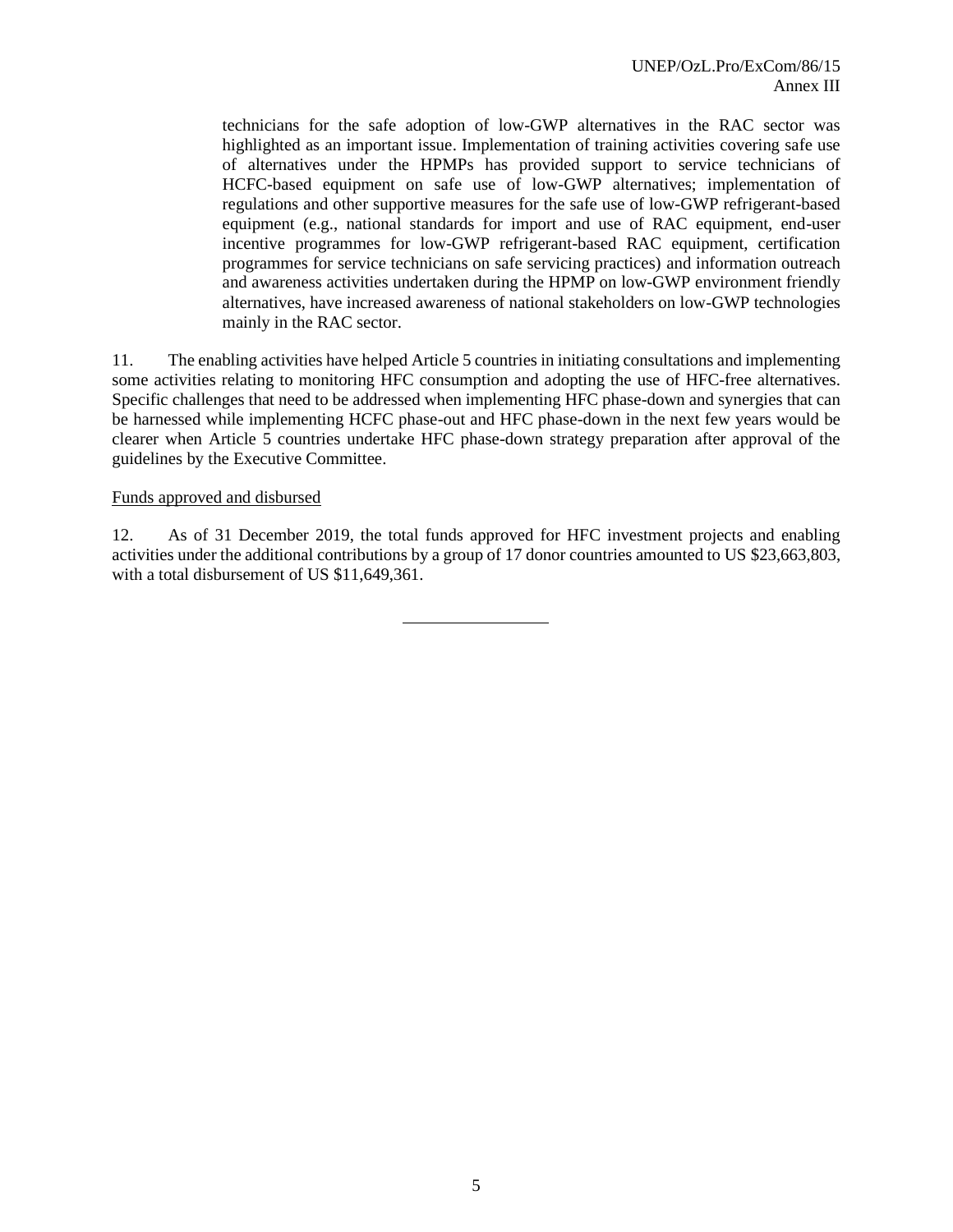technicians for the safe adoption of low-GWP alternatives in the RAC sector was highlighted as an important issue. Implementation of training activities covering safe use of alternatives under the HPMPs has provided support to service technicians of HCFC-based equipment on safe use of low-GWP alternatives; implementation of regulations and other supportive measures for the safe use of low-GWP refrigerant-based equipment (e.g., national standards for import and use of RAC equipment, end-user incentive programmes for low-GWP refrigerant-based RAC equipment, certification programmes for service technicians on safe servicing practices) and information outreach and awareness activities undertaken during the HPMP on low-GWP environment friendly alternatives, have increased awareness of national stakeholders on low-GWP technologies mainly in the RAC sector.

11. The enabling activities have helped Article 5 countries in initiating consultations and implementing some activities relating to monitoring HFC consumption and adopting the use of HFC-free alternatives. Specific challenges that need to be addressed when implementing HFC phase-down and synergies that can be harnessed while implementing HCFC phase-out and HFC phase-down in the next few years would be clearer when Article 5 countries undertake HFC phase-down strategy preparation after approval of the guidelines by the Executive Committee.

Funds approved and disbursed

12. As of 31 December 2019, the total funds approved for HFC investment projects and enabling activities under the additional contributions by a group of 17 donor countries amounted to US $23,663,803, with a total disbursement of US $11,649,361.